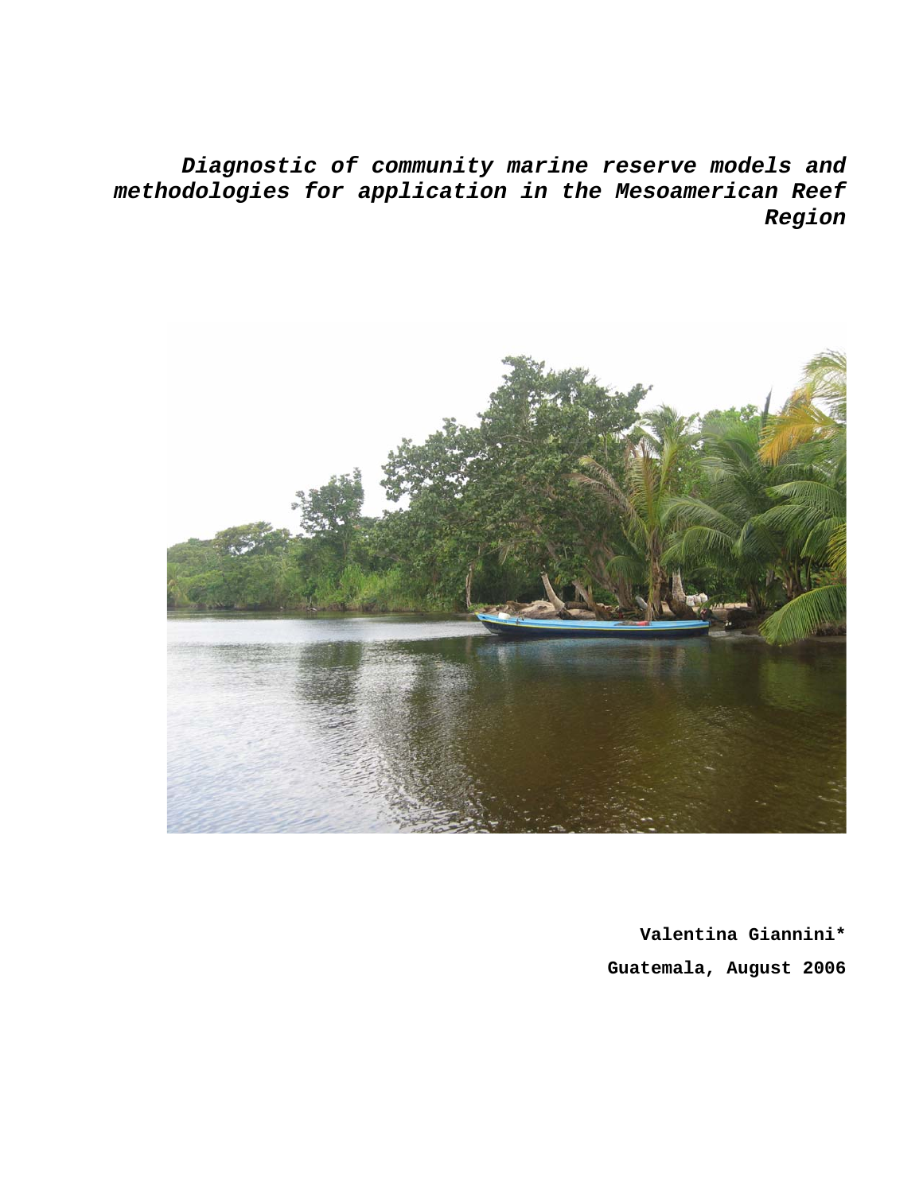# *Diagnostic of community marine reserve models and methodologies for application in the Mesoamerican Reef Region*

**Valentina Giannini***

**Guatemala, August 2006**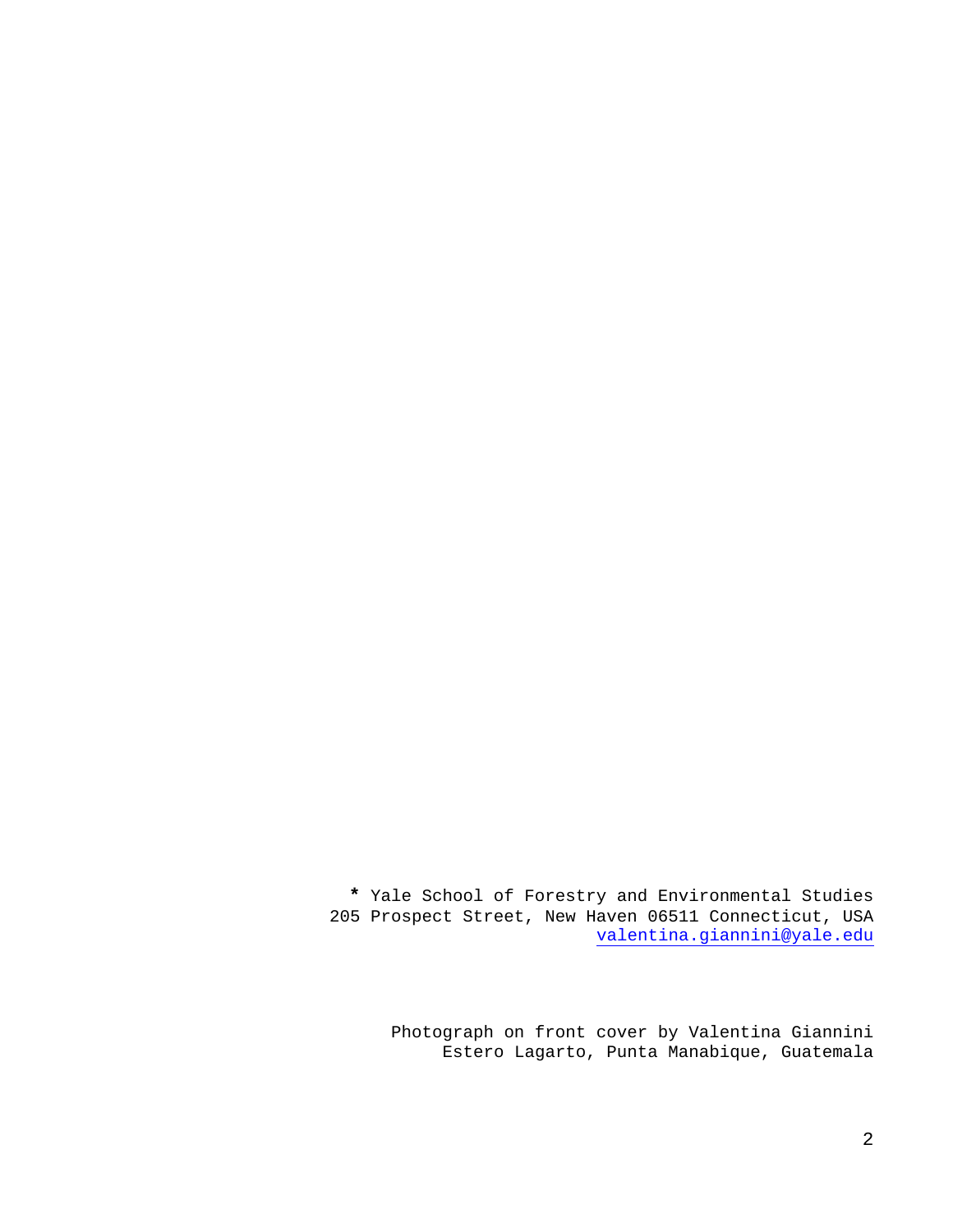* Yale School of Forestry and Environmental Studies
205 Prospect Street, New Haven 06511 Connecticut, USA
valentina.giannini@yale.edu

Photograph on front cover by Valentina Giannini
Estero Lagarto, Punta Manabique, Guatemala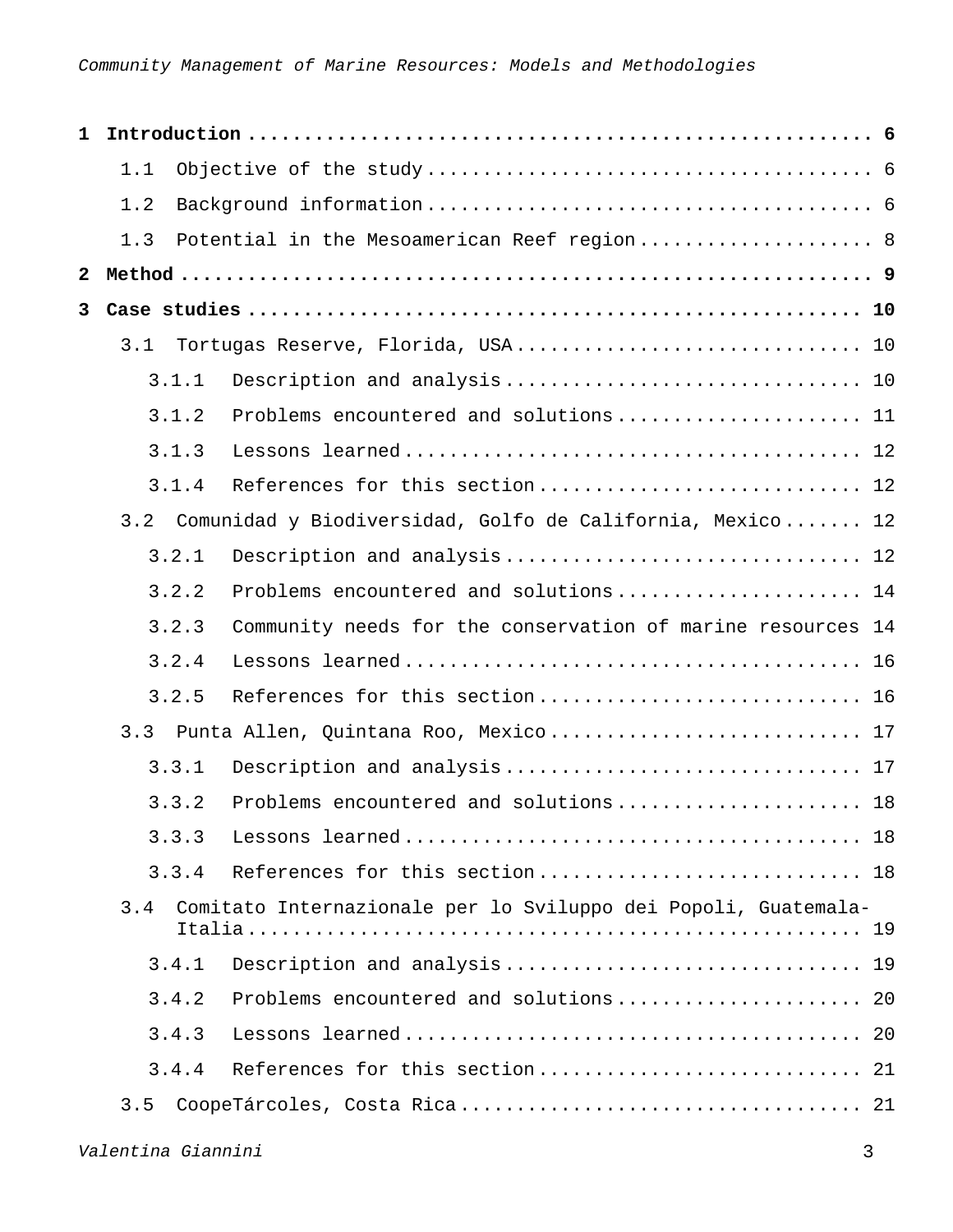**1 Introduction** ........................................................ **6**

1.1 Objective of the study ........................................ 6

1.2 Background information ........................................ 6

1.3 Potential in the Mesoamerican Reef region ..................... 8

**2 Method** .............................................................. **9**

**3 Case studies** ........................................................ **10**

3.1 Tortugas Reserve, Florida, USA ................................ 10

3.1.1 Description and analysis ................................. 10

3.1.2 Problems encountered and solutions ....................... 11

3.1.3 Lessons learned ........................................... 12

3.1.4 References for this section .............................. 12

3.2 Comunidad y Biodiversidad, Golfo de California, Mexico ....... 12

3.2.1 Description and analysis ................................. 12

3.2.2 Problems encountered and solutions ....................... 14

3.2.3 Community needs for the conservation of marine resources 14

3.2.4 Lessons learned ........................................... 16

3.2.5 References for this section .............................. 16

3.3 Punta Allen, Quintana Roo, Mexico ............................ 17

3.3.1 Description and analysis ................................. 17

3.3.2 Problems encountered and solutions ....................... 18

3.3.3 Lessons learned ........................................... 18

3.3.4 References for this section .............................. 18

3.4 Comitato Internazionale per lo Sviluppo dei Popoli, Guatemala-Italia .................................................. 19

3.4.1 Description and analysis ................................. 19

3.4.2 Problems encountered and solutions ....................... 20

3.4.3 Lessons learned ........................................... 20

3.4.4 References for this section .............................. 21

3.5 CoopeTárcoles, Costa Rica .................................... 21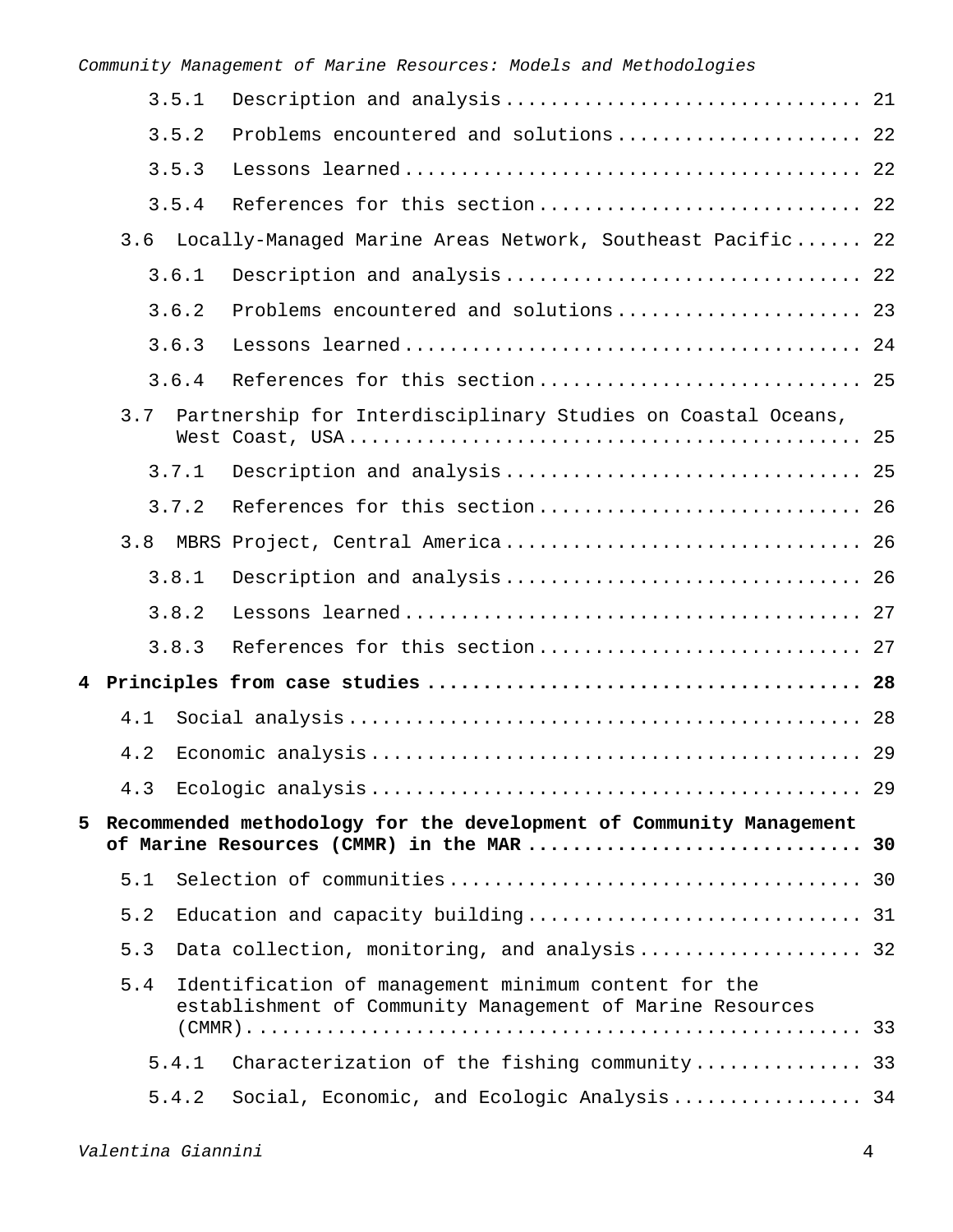- 3.5.1 Description and analysis ..... 21
- 3.5.2 Problems encountered and solutions ..... 22
- 3.5.3 Lessons learned ..... 22
- 3.5.4 References for this section ..... 22
- 3.6 Locally-Managed Marine Areas Network, Southeast Pacific ..... 22
  - 3.6.1 Description and analysis ..... 22
  - 3.6.2 Problems encountered and solutions ..... 23
  - 3.6.3 Lessons learned ..... 24
  - 3.6.4 References for this section ..... 25
- 3.7 Partnership for Interdisciplinary Studies on Coastal Oceans, West Coast, USA ..... 25
  - 3.7.1 Description and analysis ..... 25
  - 3.7.2 References for this section ..... 26
- 3.8 MBRS Project, Central America ..... 26
  - 3.8.1 Description and analysis ..... 26
  - 3.8.2 Lessons learned ..... 27
  - 3.8.3 References for this section ..... 27

**4 Principles from case studies ..... 28**

- 4.1 Social analysis ..... 28
- 4.2 Economic analysis ..... 29
- 4.3 Ecologic analysis ..... 29

**5 Recommended methodology for the development of Community Management of Marine Resources (CMMR) in the MAR ..... 30**

- 5.1 Selection of communities ..... 30
- 5.2 Education and capacity building ..... 31
- 5.3 Data collection, monitoring, and analysis ..... 32
- 5.4 Identification of management minimum content for the establishment of Community Management of Marine Resources (CMMR) ..... 33
  - 5.4.1 Characterization of the fishing community ..... 33
  - 5.4.2 Social, Economic, and Ecologic Analysis ..... 34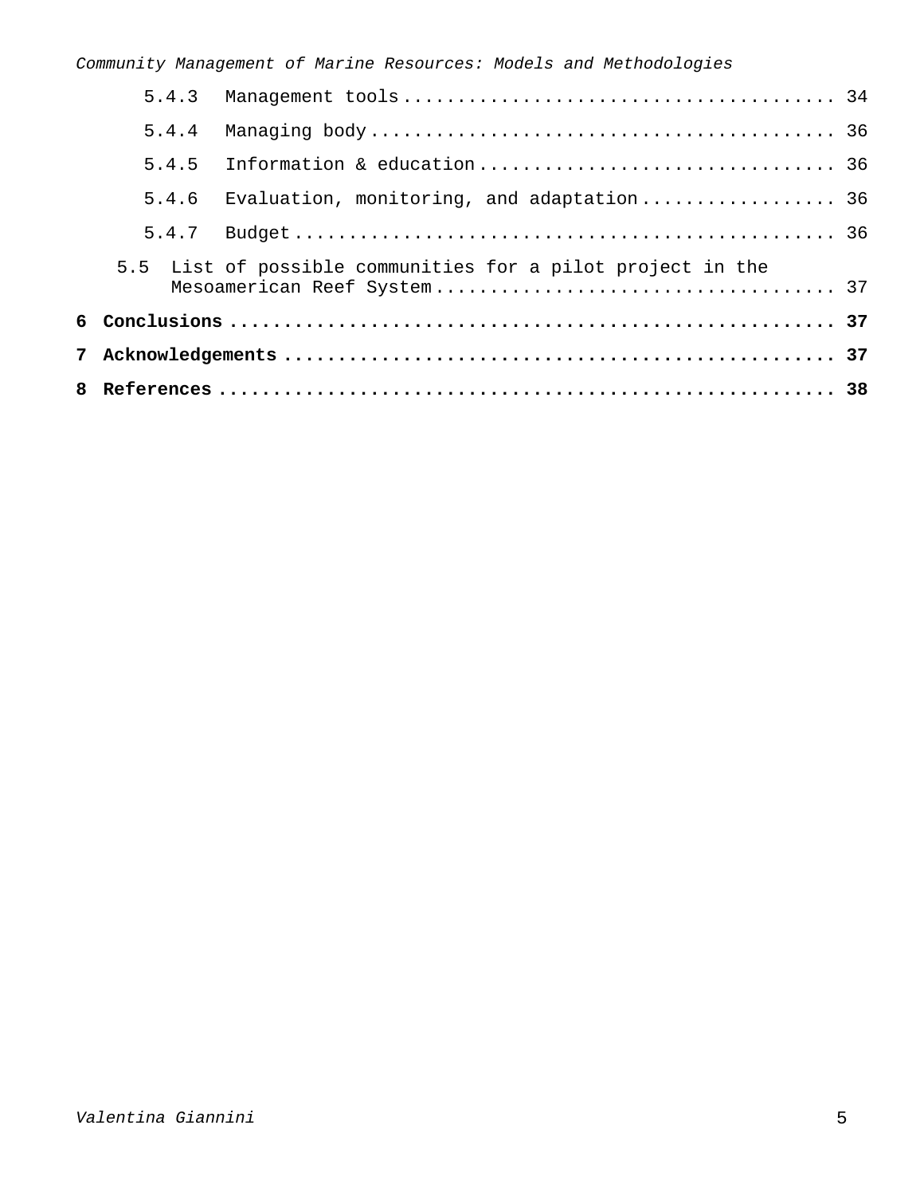5.4.3 Management tools ........................................ 34

5.4.4 Managing body ........................................... 36

5.4.5 Information & education ................................. 36

5.4.6 Evaluation, monitoring, and adaptation .................. 36

5.4.7 Budget .................................................. 36

5.5 List of possible communities for a pilot project in the Mesoamerican Reef System ..................................... 37

**6 Conclusions ........................................................ 37**

**7 Acknowledgements ................................................... 37**

**8 References ......................................................... 38**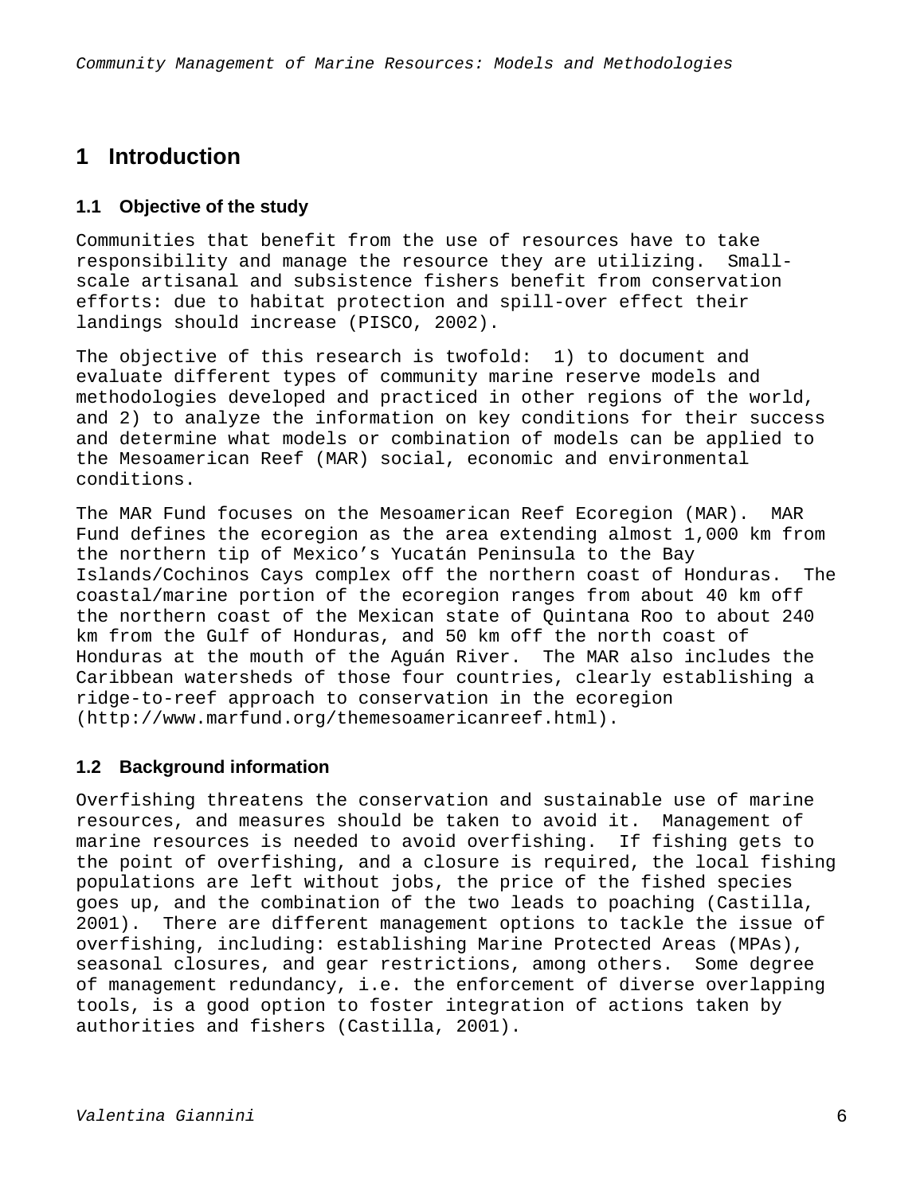# 1 Introduction

## 1.1 Objective of the study

Communities that benefit from the use of resources have to take responsibility and manage the resource they are utilizing. Small-scale artisanal and subsistence fishers benefit from conservation efforts: due to habitat protection and spill-over effect their landings should increase (PISCO, 2002).

The objective of this research is twofold: 1) to document and evaluate different types of community marine reserve models and methodologies developed and practiced in other regions of the world, and 2) to analyze the information on key conditions for their success and determine what models or combination of models can be applied to the Mesoamerican Reef (MAR) social, economic and environmental conditions.

The MAR Fund focuses on the Mesoamerican Reef Ecoregion (MAR). MAR Fund defines the ecoregion as the area extending almost 1,000 km from the northern tip of Mexico's Yucatán Peninsula to the Bay Islands/Cochinos Cays complex off the northern coast of Honduras. The coastal/marine portion of the ecoregion ranges from about 40 km off the northern coast of the Mexican state of Quintana Roo to about 240 km from the Gulf of Honduras, and 50 km off the north coast of Honduras at the mouth of the Aguán River. The MAR also includes the Caribbean watersheds of those four countries, clearly establishing a ridge-to-reef approach to conservation in the ecoregion (http://www.marfund.org/themesoamericanreef.html).

## 1.2 Background information

Overfishing threatens the conservation and sustainable use of marine resources, and measures should be taken to avoid it. Management of marine resources is needed to avoid overfishing. If fishing gets to the point of overfishing, and a closure is required, the local fishing populations are left without jobs, the price of the fished species goes up, and the combination of the two leads to poaching (Castilla, 2001). There are different management options to tackle the issue of overfishing, including: establishing Marine Protected Areas (MPAs), seasonal closures, and gear restrictions, among others. Some degree of management redundancy, i.e. the enforcement of diverse overlapping tools, is a good option to foster integration of actions taken by authorities and fishers (Castilla, 2001).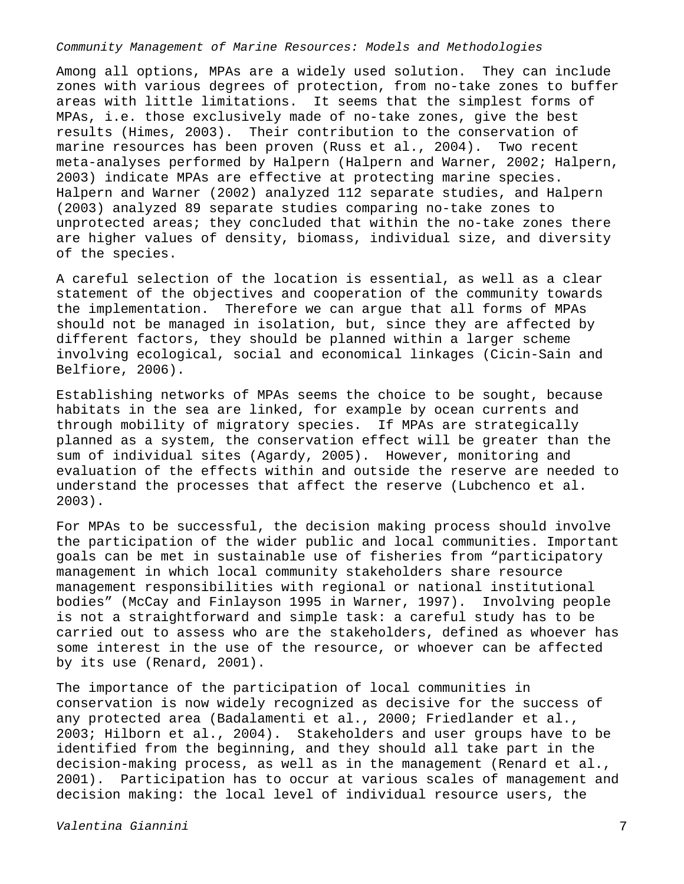Among all options, MPAs are a widely used solution. They can include zones with various degrees of protection, from no-take zones to buffer areas with little limitations. It seems that the simplest forms of MPAs, i.e. those exclusively made of no-take zones, give the best results (Himes, 2003). Their contribution to the conservation of marine resources has been proven (Russ et al., 2004). Two recent meta-analyses performed by Halpern (Halpern and Warner, 2002; Halpern, 2003) indicate MPAs are effective at protecting marine species. Halpern and Warner (2002) analyzed 112 separate studies, and Halpern (2003) analyzed 89 separate studies comparing no-take zones to unprotected areas; they concluded that within the no-take zones there are higher values of density, biomass, individual size, and diversity of the species.

A careful selection of the location is essential, as well as a clear statement of the objectives and cooperation of the community towards the implementation. Therefore we can argue that all forms of MPAs should not be managed in isolation, but, since they are affected by different factors, they should be planned within a larger scheme involving ecological, social and economical linkages (Cicin-Sain and Belfiore, 2006).

Establishing networks of MPAs seems the choice to be sought, because habitats in the sea are linked, for example by ocean currents and through mobility of migratory species. If MPAs are strategically planned as a system, the conservation effect will be greater than the sum of individual sites (Agardy, 2005). However, monitoring and evaluation of the effects within and outside the reserve are needed to understand the processes that affect the reserve (Lubchenco et al. 2003).

For MPAs to be successful, the decision making process should involve the participation of the wider public and local communities. Important goals can be met in sustainable use of fisheries from "participatory management in which local community stakeholders share resource management responsibilities with regional or national institutional bodies" (McCay and Finlayson 1995 in Warner, 1997). Involving people is not a straightforward and simple task: a careful study has to be carried out to assess who are the stakeholders, defined as whoever has some interest in the use of the resource, or whoever can be affected by its use (Renard, 2001).

The importance of the participation of local communities in conservation is now widely recognized as decisive for the success of any protected area (Badalamenti et al., 2000; Friedlander et al., 2003; Hilborn et al., 2004). Stakeholders and user groups have to be identified from the beginning, and they should all take part in the decision-making process, as well as in the management (Renard et al., 2001). Participation has to occur at various scales of management and decision making: the local level of individual resource users, the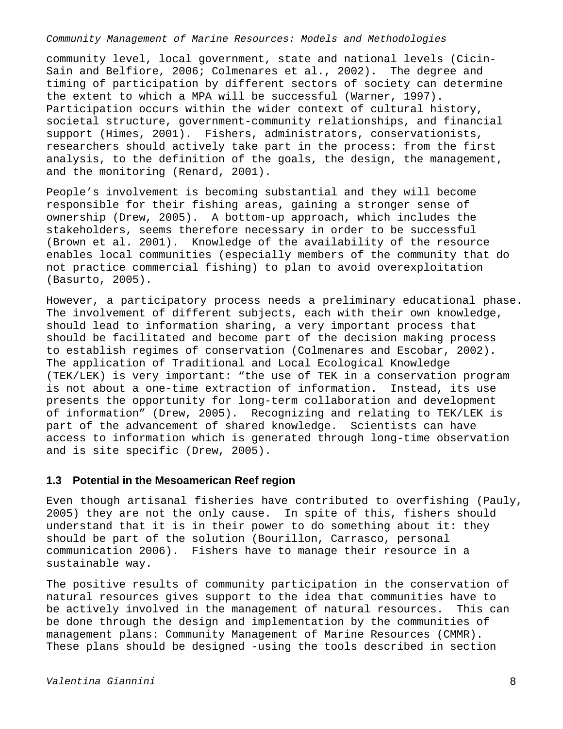community level, local government, state and national levels (Cicin-Sain and Belfiore, 2006; Colmenares et al., 2002). The degree and timing of participation by different sectors of society can determine the extent to which a MPA will be successful (Warner, 1997). Participation occurs within the wider context of cultural history, societal structure, government-community relationships, and financial support (Himes, 2001). Fishers, administrators, conservationists, researchers should actively take part in the process: from the first analysis, to the definition of the goals, the design, the management, and the monitoring (Renard, 2001).

People's involvement is becoming substantial and they will become responsible for their fishing areas, gaining a stronger sense of ownership (Drew, 2005). A bottom-up approach, which includes the stakeholders, seems therefore necessary in order to be successful (Brown et al. 2001). Knowledge of the availability of the resource enables local communities (especially members of the community that do not practice commercial fishing) to plan to avoid overexploitation (Basurto, 2005).

However, a participatory process needs a preliminary educational phase. The involvement of different subjects, each with their own knowledge, should lead to information sharing, a very important process that should be facilitated and become part of the decision making process to establish regimes of conservation (Colmenares and Escobar, 2002). The application of Traditional and Local Ecological Knowledge (TEK/LEK) is very important: "the use of TEK in a conservation program is not about a one-time extraction of information. Instead, its use presents the opportunity for long-term collaboration and development of information" (Drew, 2005). Recognizing and relating to TEK/LEK is part of the advancement of shared knowledge. Scientists can have access to information which is generated through long-time observation and is site specific (Drew, 2005).

### 1.3 Potential in the Mesoamerican Reef region

Even though artisanal fisheries have contributed to overfishing (Pauly, 2005) they are not the only cause. In spite of this, fishers should understand that it is in their power to do something about it: they should be part of the solution (Bourillon, Carrasco, personal communication 2006). Fishers have to manage their resource in a sustainable way.

The positive results of community participation in the conservation of natural resources gives support to the idea that communities have to be actively involved in the management of natural resources. This can be done through the design and implementation by the communities of management plans: Community Management of Marine Resources (CMMR). These plans should be designed -using the tools described in section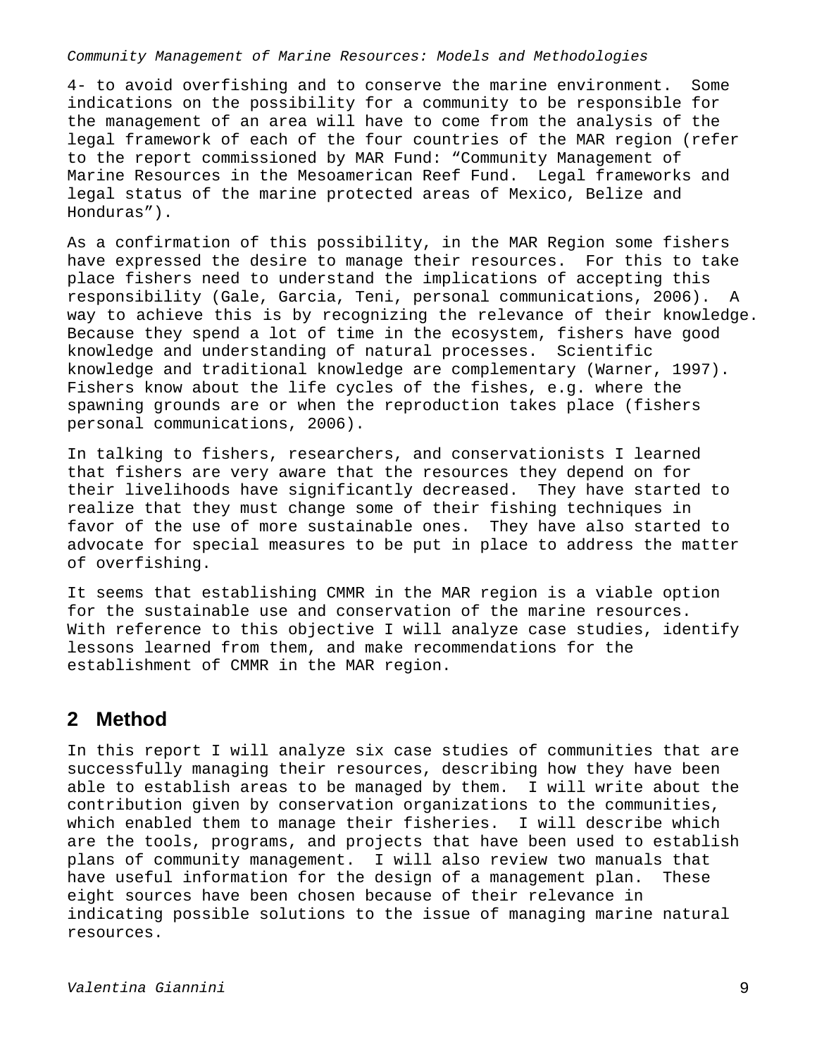4- to avoid overfishing and to conserve the marine environment. Some indications on the possibility for a community to be responsible for the management of an area will have to come from the analysis of the legal framework of each of the four countries of the MAR region (refer to the report commissioned by MAR Fund: "Community Management of Marine Resources in the Mesoamerican Reef Fund. Legal frameworks and legal status of the marine protected areas of Mexico, Belize and Honduras").

As a confirmation of this possibility, in the MAR Region some fishers have expressed the desire to manage their resources. For this to take place fishers need to understand the implications of accepting this responsibility (Gale, Garcia, Teni, personal communications, 2006). A way to achieve this is by recognizing the relevance of their knowledge. Because they spend a lot of time in the ecosystem, fishers have good knowledge and understanding of natural processes. Scientific knowledge and traditional knowledge are complementary (Warner, 1997). Fishers know about the life cycles of the fishes, e.g. where the spawning grounds are or when the reproduction takes place (fishers personal communications, 2006).

In talking to fishers, researchers, and conservationists I learned that fishers are very aware that the resources they depend on for their livelihoods have significantly decreased. They have started to realize that they must change some of their fishing techniques in favor of the use of more sustainable ones. They have also started to advocate for special measures to be put in place to address the matter of overfishing.

It seems that establishing CMMR in the MAR region is a viable option for the sustainable use and conservation of the marine resources. With reference to this objective I will analyze case studies, identify lessons learned from them, and make recommendations for the establishment of CMMR in the MAR region.

## 2 Method

In this report I will analyze six case studies of communities that are successfully managing their resources, describing how they have been able to establish areas to be managed by them. I will write about the contribution given by conservation organizations to the communities, which enabled them to manage their fisheries. I will describe which are the tools, programs, and projects that have been used to establish plans of community management. I will also review two manuals that have useful information for the design of a management plan. These eight sources have been chosen because of their relevance in indicating possible solutions to the issue of managing marine natural resources.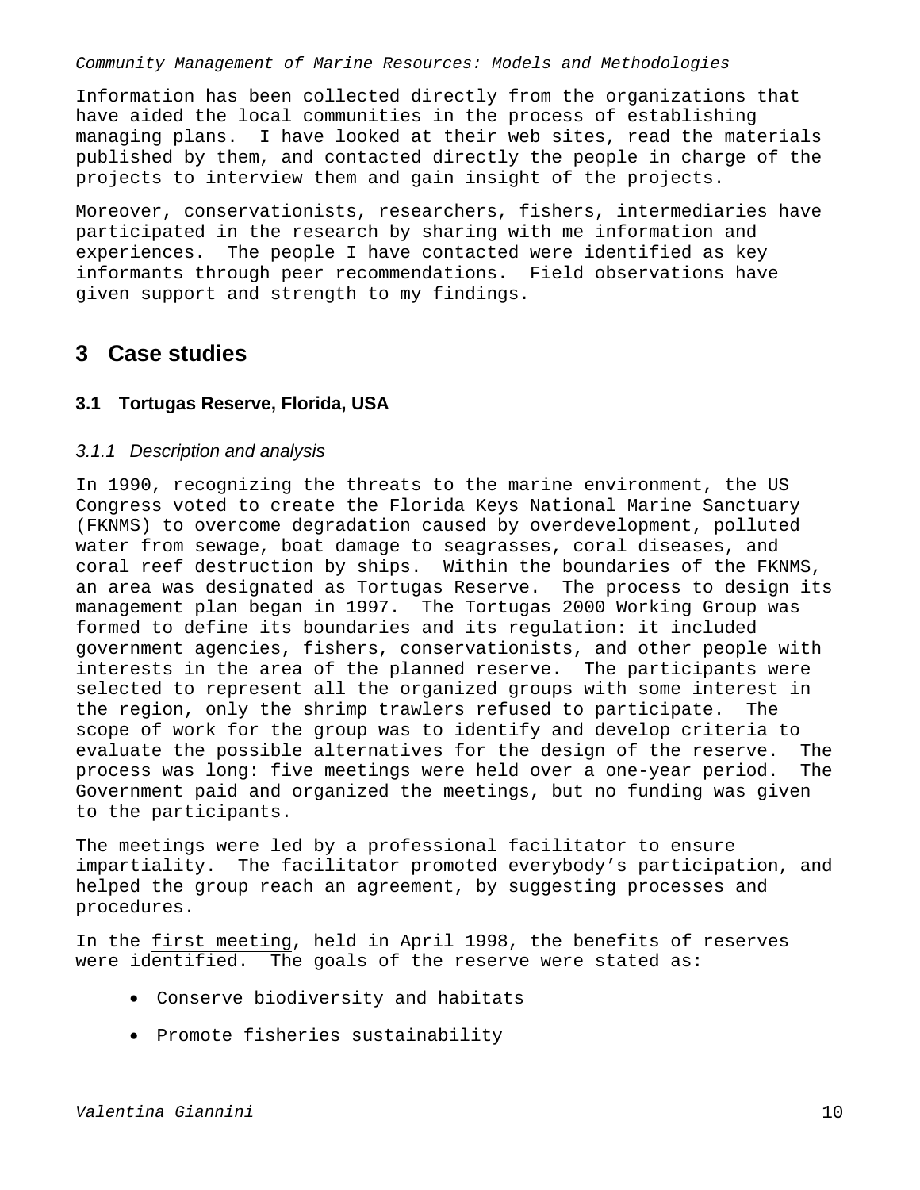Information has been collected directly from the organizations that have aided the local communities in the process of establishing managing plans. I have looked at their web sites, read the materials published by them, and contacted directly the people in charge of the projects to interview them and gain insight of the projects.

Moreover, conservationists, researchers, fishers, intermediaries have participated in the research by sharing with me information and experiences. The people I have contacted were identified as key informants through peer recommendations. Field observations have given support and strength to my findings.

# 3 Case studies

## 3.1 Tortugas Reserve, Florida, USA

### *3.1.1 Description and analysis*

In 1990, recognizing the threats to the marine environment, the US Congress voted to create the Florida Keys National Marine Sanctuary (FKNMS) to overcome degradation caused by overdevelopment, polluted water from sewage, boat damage to seagrasses, coral diseases, and coral reef destruction by ships. Within the boundaries of the FKNMS, an area was designated as Tortugas Reserve. The process to design its management plan began in 1997. The Tortugas 2000 Working Group was formed to define its boundaries and its regulation: it included government agencies, fishers, conservationists, and other people with interests in the area of the planned reserve. The participants were selected to represent all the organized groups with some interest in the region, only the shrimp trawlers refused to participate. The scope of work for the group was to identify and develop criteria to evaluate the possible alternatives for the design of the reserve. The process was long: five meetings were held over a one-year period. The Government paid and organized the meetings, but no funding was given to the participants.

The meetings were led by a professional facilitator to ensure impartiality. The facilitator promoted everybody's participation, and helped the group reach an agreement, by suggesting processes and procedures.

In the <u>first meeting</u>, held in April 1998, the benefits of reserves were identified. The goals of the reserve were stated as:

- Conserve biodiversity and habitats
- Promote fisheries sustainability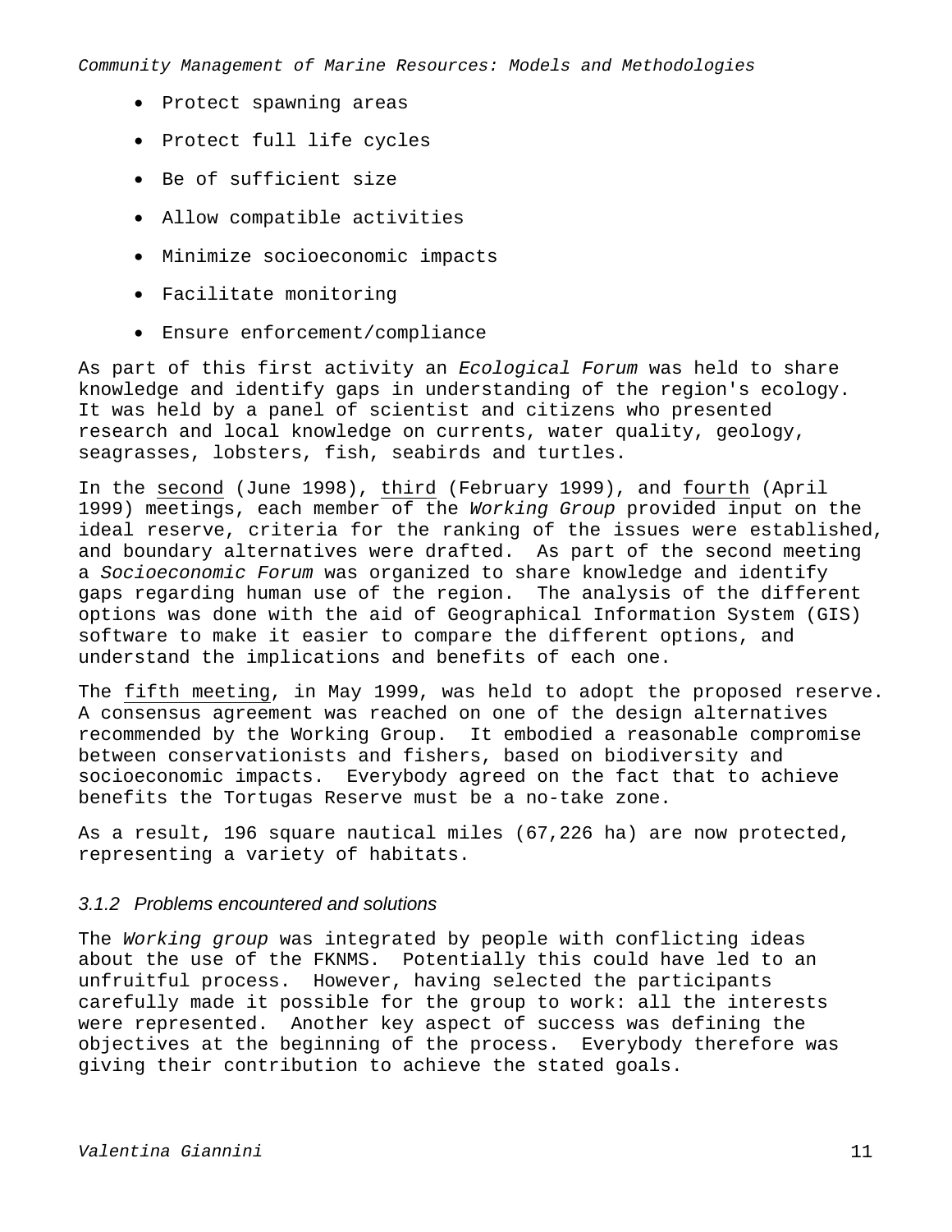- Protect spawning areas
- Protect full life cycles
- Be of sufficient size
- Allow compatible activities
- Minimize socioeconomic impacts
- Facilitate monitoring
- Ensure enforcement/compliance

As part of this first activity an *Ecological Forum* was held to share knowledge and identify gaps in understanding of the region's ecology. It was held by a panel of scientist and citizens who presented research and local knowledge on currents, water quality, geology, seagrasses, lobsters, fish, seabirds and turtles.

In the <u>second</u> (June 1998), <u>third</u> (February 1999), and <u>fourth</u> (April 1999) meetings, each member of the *Working Group* provided input on the ideal reserve, criteria for the ranking of the issues were established, and boundary alternatives were drafted. As part of the second meeting a *Socioeconomic Forum* was organized to share knowledge and identify gaps regarding human use of the region. The analysis of the different options was done with the aid of Geographical Information System (GIS) software to make it easier to compare the different options, and understand the implications and benefits of each one.

The <u>fifth meeting</u>, in May 1999, was held to adopt the proposed reserve. A consensus agreement was reached on one of the design alternatives recommended by the Working Group. It embodied a reasonable compromise between conservationists and fishers, based on biodiversity and socioeconomic impacts. Everybody agreed on the fact that to achieve benefits the Tortugas Reserve must be a no-take zone.

As a result, 196 square nautical miles (67,226 ha) are now protected, representing a variety of habitats.

### *3.1.2 Problems encountered and solutions*

The *Working group* was integrated by people with conflicting ideas about the use of the FKNMS. Potentially this could have led to an unfruitful process. However, having selected the participants carefully made it possible for the group to work: all the interests were represented. Another key aspect of success was defining the objectives at the beginning of the process. Everybody therefore was giving their contribution to achieve the stated goals.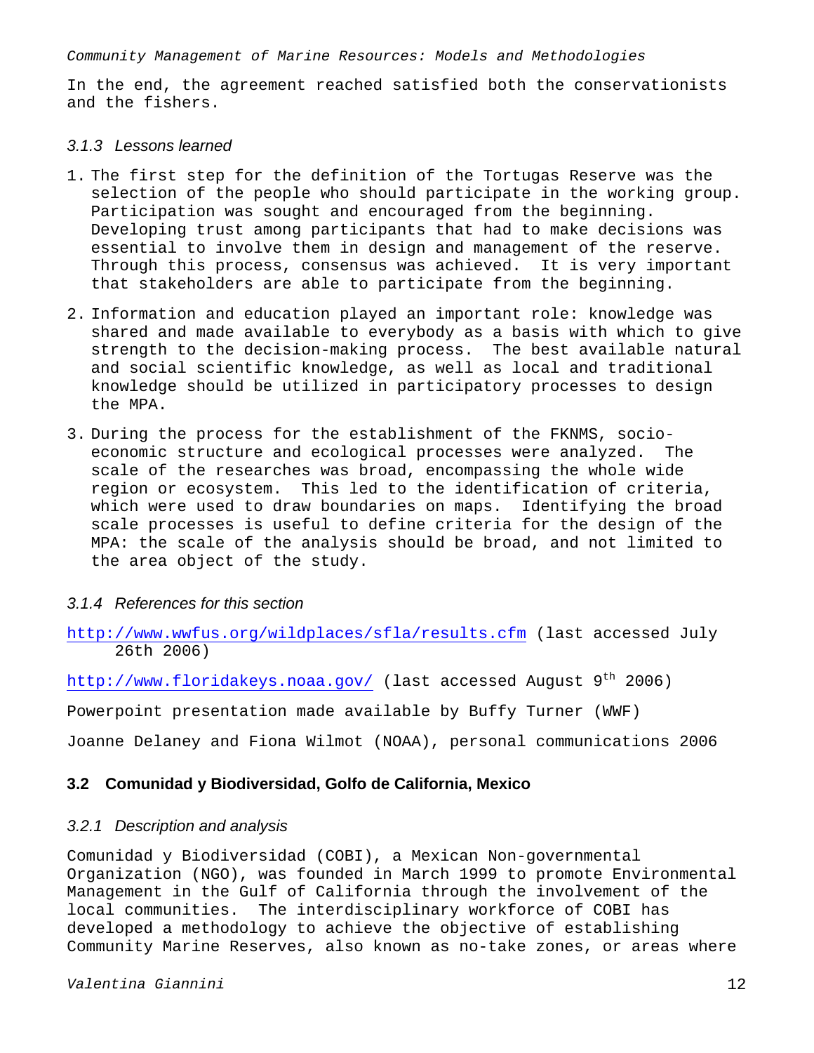In the end, the agreement reached satisfied both the conservationists and the fishers.

### *3.1.3 Lessons learned*

1. The first step for the definition of the Tortugas Reserve was the selection of the people who should participate in the working group. Participation was sought and encouraged from the beginning. Developing trust among participants that had to make decisions was essential to involve them in design and management of the reserve. Through this process, consensus was achieved. It is very important that stakeholders are able to participate from the beginning.

2. Information and education played an important role: knowledge was shared and made available to everybody as a basis with which to give strength to the decision-making process. The best available natural and social scientific knowledge, as well as local and traditional knowledge should be utilized in participatory processes to design the MPA.

3. During the process for the establishment of the FKNMS, socio-economic structure and ecological processes were analyzed. The scale of the researches was broad, encompassing the whole wide region or ecosystem. This led to the identification of criteria, which were used to draw boundaries on maps. Identifying the broad scale processes is useful to define criteria for the design of the MPA: the scale of the analysis should be broad, and not limited to the area object of the study.

### *3.1.4 References for this section*

http://www.wwfus.org/wildplaces/sfla/results.cfm (last accessed July 26th 2006)

http://www.floridakeys.noaa.gov/ (last accessed August 9th 2006)

Powerpoint presentation made available by Buffy Turner (WWF)

Joanne Delaney and Fiona Wilmot (NOAA), personal communications 2006

## 3.2 Comunidad y Biodiversidad, Golfo de California, Mexico

### *3.2.1 Description and analysis*

Comunidad y Biodiversidad (COBI), a Mexican Non-governmental Organization (NGO), was founded in March 1999 to promote Environmental Management in the Gulf of California through the involvement of the local communities. The interdisciplinary workforce of COBI has developed a methodology to achieve the objective of establishing Community Marine Reserves, also known as no-take zones, or areas where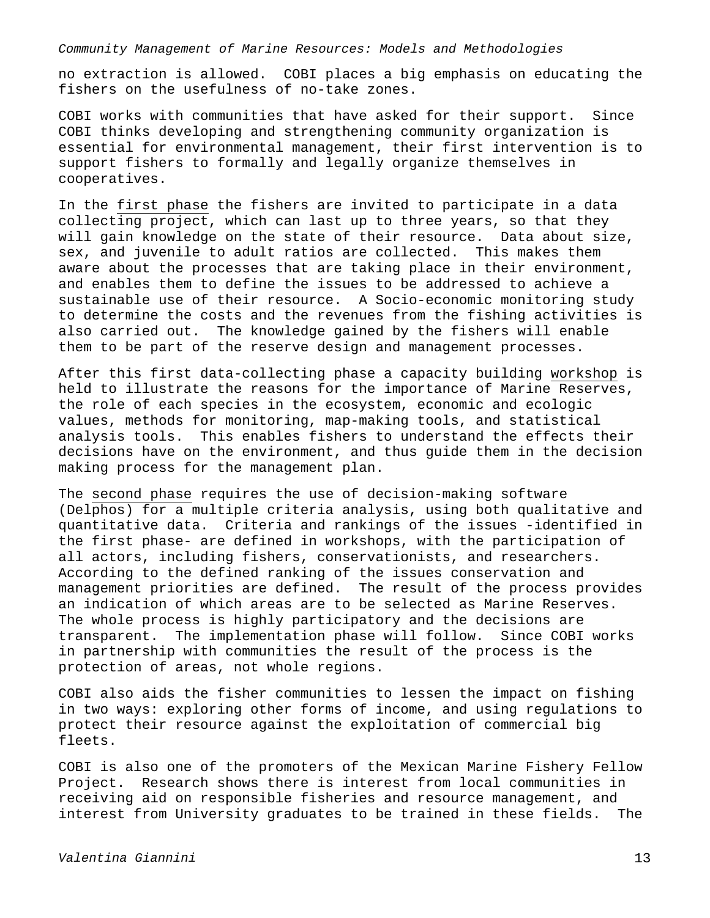no extraction is allowed. COBI places a big emphasis on educating the fishers on the usefulness of no-take zones.

COBI works with communities that have asked for their support. Since COBI thinks developing and strengthening community organization is essential for environmental management, their first intervention is to support fishers to formally and legally organize themselves in cooperatives.

In the <u>first phase</u> the fishers are invited to participate in a data collecting project, which can last up to three years, so that they will gain knowledge on the state of their resource. Data about size, sex, and juvenile to adult ratios are collected. This makes them aware about the processes that are taking place in their environment, and enables them to define the issues to be addressed to achieve a sustainable use of their resource. A Socio-economic monitoring study to determine the costs and the revenues from the fishing activities is also carried out. The knowledge gained by the fishers will enable them to be part of the reserve design and management processes.

After this first data-collecting phase a capacity building <u>workshop</u> is held to illustrate the reasons for the importance of Marine Reserves, the role of each species in the ecosystem, economic and ecologic values, methods for monitoring, map-making tools, and statistical analysis tools. This enables fishers to understand the effects their decisions have on the environment, and thus guide them in the decision making process for the management plan.

The <u>second phase</u> requires the use of decision-making software (Delphos) for a multiple criteria analysis, using both qualitative and quantitative data. Criteria and rankings of the issues -identified in the first phase- are defined in workshops, with the participation of all actors, including fishers, conservationists, and researchers. According to the defined ranking of the issues conservation and management priorities are defined. The result of the process provides an indication of which areas are to be selected as Marine Reserves. The whole process is highly participatory and the decisions are transparent. The implementation phase will follow. Since COBI works in partnership with communities the result of the process is the protection of areas, not whole regions.

COBI also aids the fisher communities to lessen the impact on fishing in two ways: exploring other forms of income, and using regulations to protect their resource against the exploitation of commercial big fleets.

COBI is also one of the promoters of the Mexican Marine Fishery Fellow Project. Research shows there is interest from local communities in receiving aid on responsible fisheries and resource management, and interest from University graduates to be trained in these fields. The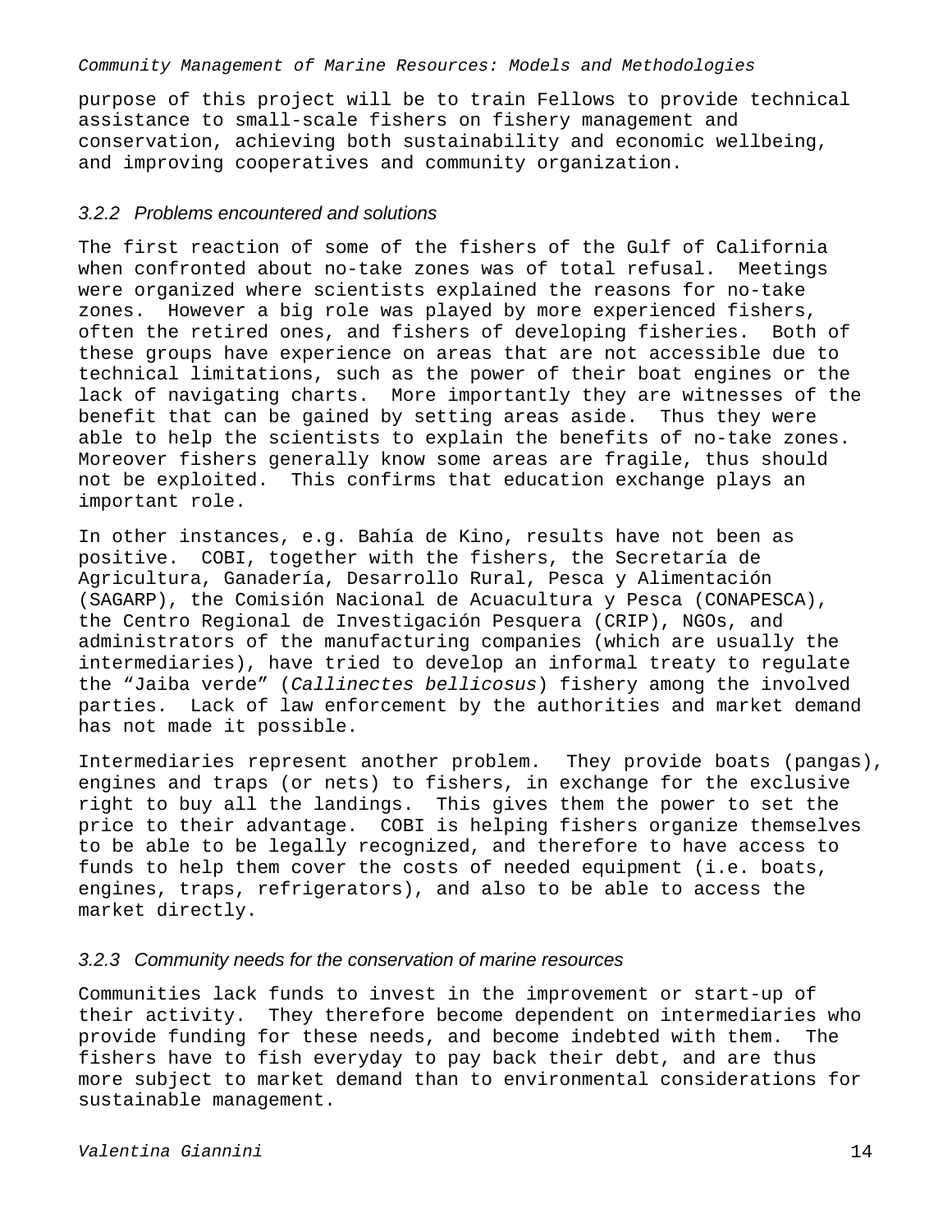purpose of this project will be to train Fellows to provide technical assistance to small-scale fishers on fishery management and conservation, achieving both sustainability and economic wellbeing, and improving cooperatives and community organization.

### *3.2.2 Problems encountered and solutions*

The first reaction of some of the fishers of the Gulf of California when confronted about no-take zones was of total refusal. Meetings were organized where scientists explained the reasons for no-take zones. However a big role was played by more experienced fishers, often the retired ones, and fishers of developing fisheries. Both of these groups have experience on areas that are not accessible due to technical limitations, such as the power of their boat engines or the lack of navigating charts. More importantly they are witnesses of the benefit that can be gained by setting areas aside. Thus they were able to help the scientists to explain the benefits of no-take zones. Moreover fishers generally know some areas are fragile, thus should not be exploited. This confirms that education exchange plays an important role.

In other instances, e.g. Bahía de Kino, results have not been as positive. COBI, together with the fishers, the Secretaría de Agricultura, Ganadería, Desarrollo Rural, Pesca y Alimentación (SAGARP), the Comisión Nacional de Acuacultura y Pesca (CONAPESCA), the Centro Regional de Investigación Pesquera (CRIP), NGOs, and administrators of the manufacturing companies (which are usually the intermediaries), have tried to develop an informal treaty to regulate the "Jaiba verde" (*Callinectes bellicosus*) fishery among the involved parties. Lack of law enforcement by the authorities and market demand has not made it possible.

Intermediaries represent another problem. They provide boats (pangas), engines and traps (or nets) to fishers, in exchange for the exclusive right to buy all the landings. This gives them the power to set the price to their advantage. COBI is helping fishers organize themselves to be able to be legally recognized, and therefore to have access to funds to help them cover the costs of needed equipment (i.e. boats, engines, traps, refrigerators), and also to be able to access the market directly.

### *3.2.3 Community needs for the conservation of marine resources*

Communities lack funds to invest in the improvement or start-up of their activity. They therefore become dependent on intermediaries who provide funding for these needs, and become indebted with them. The fishers have to fish everyday to pay back their debt, and are thus more subject to market demand than to environmental considerations for sustainable management.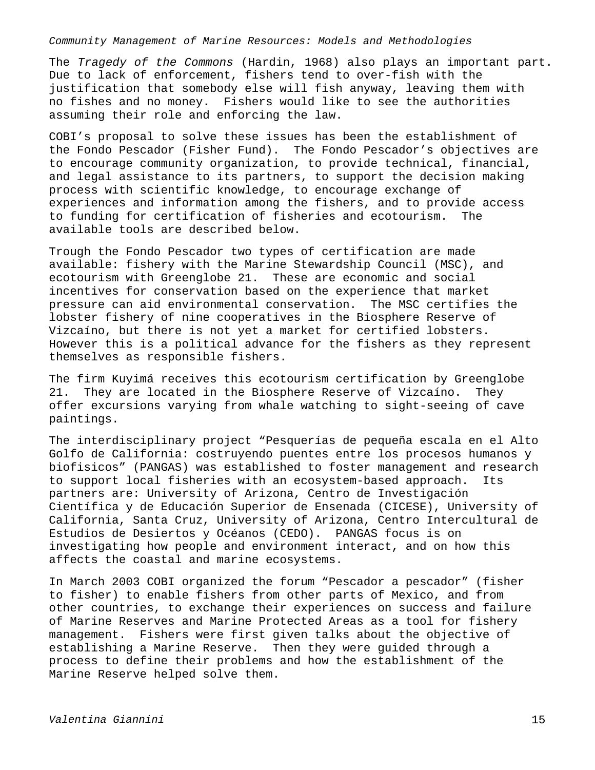The *Tragedy of the Commons* (Hardin, 1968) also plays an important part. Due to lack of enforcement, fishers tend to over-fish with the justification that somebody else will fish anyway, leaving them with no fishes and no money. Fishers would like to see the authorities assuming their role and enforcing the law.

COBI's proposal to solve these issues has been the establishment of the Fondo Pescador (Fisher Fund). The Fondo Pescador's objectives are to encourage community organization, to provide technical, financial, and legal assistance to its partners, to support the decision making process with scientific knowledge, to encourage exchange of experiences and information among the fishers, and to provide access to funding for certification of fisheries and ecotourism. The available tools are described below.

Trough the Fondo Pescador two types of certification are made available: fishery with the Marine Stewardship Council (MSC), and ecotourism with Greenglobe 21. These are economic and social incentives for conservation based on the experience that market pressure can aid environmental conservation. The MSC certifies the lobster fishery of nine cooperatives in the Biosphere Reserve of Vizcaíno, but there is not yet a market for certified lobsters. However this is a political advance for the fishers as they represent themselves as responsible fishers.

The firm Kuyimá receives this ecotourism certification by Greenglobe 21. They are located in the Biosphere Reserve of Vizcaíno. They offer excursions varying from whale watching to sight-seeing of cave paintings.

The interdisciplinary project "Pesquerías de pequeña escala en el Alto Golfo de California: costruyendo puentes entre los procesos humanos y biofisicos" (PANGAS) was established to foster management and research to support local fisheries with an ecosystem-based approach. Its partners are: University of Arizona, Centro de Investigación Científica y de Educación Superior de Ensenada (CICESE), University of California, Santa Cruz, University of Arizona, Centro Intercultural de Estudios de Desiertos y Océanos (CEDO). PANGAS focus is on investigating how people and environment interact, and on how this affects the coastal and marine ecosystems.

In March 2003 COBI organized the forum "Pescador a pescador" (fisher to fisher) to enable fishers from other parts of Mexico, and from other countries, to exchange their experiences on success and failure of Marine Reserves and Marine Protected Areas as a tool for fishery management. Fishers were first given talks about the objective of establishing a Marine Reserve. Then they were guided through a process to define their problems and how the establishment of the Marine Reserve helped solve them.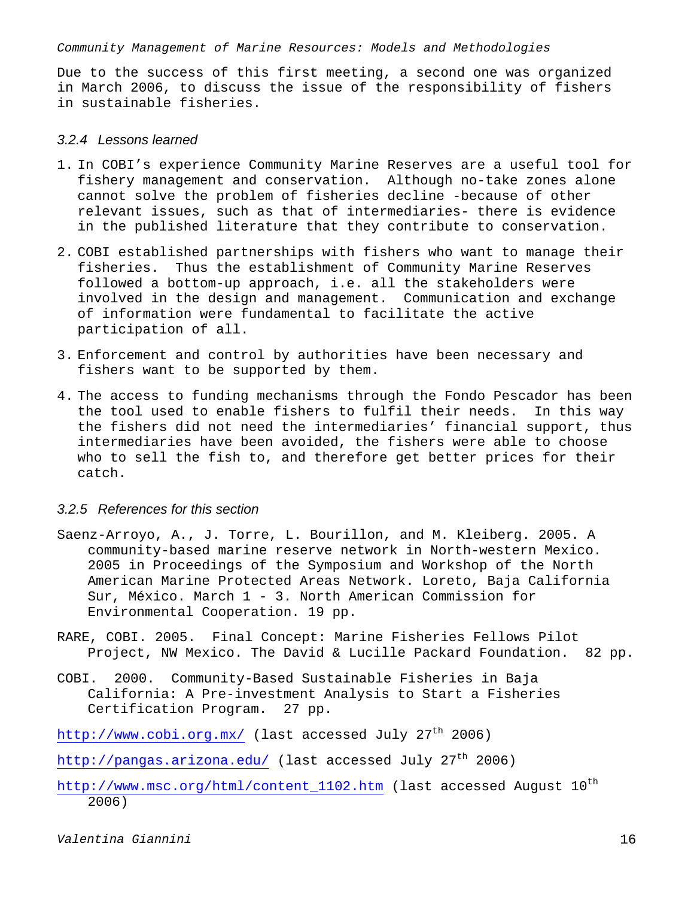Due to the success of this first meeting, a second one was organized in March 2006, to discuss the issue of the responsibility of fishers in sustainable fisheries.

### *3.2.4 Lessons learned*

1. In COBI's experience Community Marine Reserves are a useful tool for fishery management and conservation. Although no-take zones alone cannot solve the problem of fisheries decline -because of other relevant issues, such as that of intermediaries- there is evidence in the published literature that they contribute to conservation.
2. COBI established partnerships with fishers who want to manage their fisheries. Thus the establishment of Community Marine Reserves followed a bottom-up approach, i.e. all the stakeholders were involved in the design and management. Communication and exchange of information were fundamental to facilitate the active participation of all.
3. Enforcement and control by authorities have been necessary and fishers want to be supported by them.
4. The access to funding mechanisms through the Fondo Pescador has been the tool used to enable fishers to fulfil their needs. In this way the fishers did not need the intermediaries' financial support, thus intermediaries have been avoided, the fishers were able to choose who to sell the fish to, and therefore get better prices for their catch.

### *3.2.5 References for this section*

Saenz-Arroyo, A., J. Torre, L. Bourillon, and M. Kleiberg. 2005. A community-based marine reserve network in North-western Mexico. 2005 in Proceedings of the Symposium and Workshop of the North American Marine Protected Areas Network. Loreto, Baja California Sur, México. March 1 - 3. North American Commission for Environmental Cooperation. 19 pp.

RARE, COBI. 2005. Final Concept: Marine Fisheries Fellows Pilot Project, NW Mexico. The David & Lucille Packard Foundation. 82 pp.

COBI. 2000. Community-Based Sustainable Fisheries in Baja California: A Pre-investment Analysis to Start a Fisheries Certification Program. 27 pp.

http://www.cobi.org.mx/ (last accessed July 27th 2006)

http://pangas.arizona.edu/ (last accessed July 27th 2006)

http://www.msc.org/html/content_1102.htm (last accessed August 10th 2006)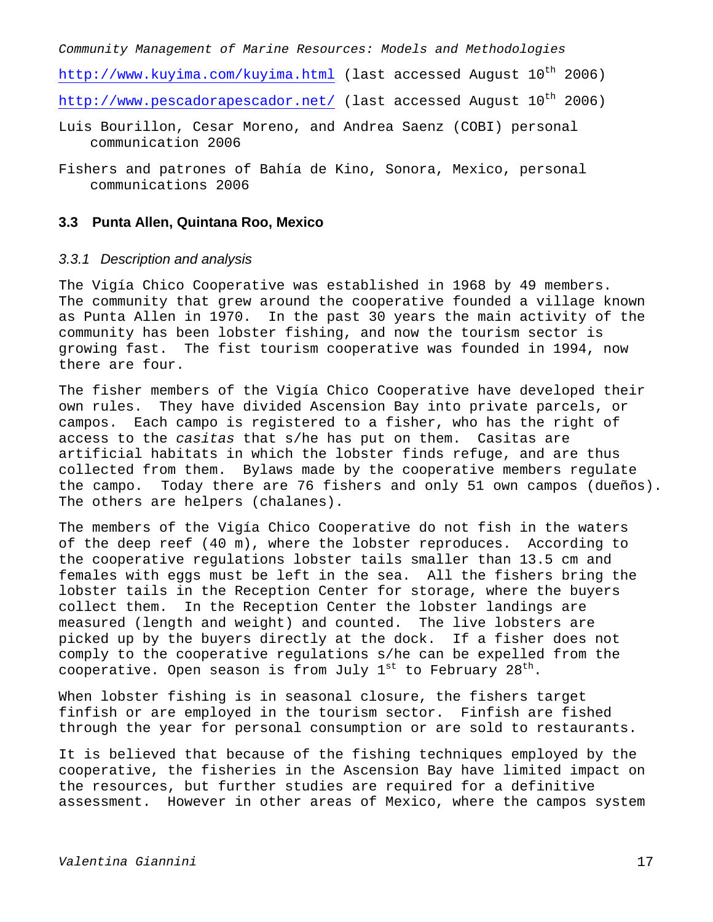http://www.kuyima.com/kuyima.html (last accessed August 10th 2006)

http://www.pescadorapescador.net/ (last accessed August 10th 2006)

Luis Bourillon, Cesar Moreno, and Andrea Saenz (COBI) personal communication 2006

Fishers and patrones of Bahía de Kino, Sonora, Mexico, personal communications 2006

### 3.3 Punta Allen, Quintana Roo, Mexico

#### *3.3.1 Description and analysis*

The Vigía Chico Cooperative was established in 1968 by 49 members. The community that grew around the cooperative founded a village known as Punta Allen in 1970. In the past 30 years the main activity of the community has been lobster fishing, and now the tourism sector is growing fast. The fist tourism cooperative was founded in 1994, now there are four.

The fisher members of the Vigía Chico Cooperative have developed their own rules. They have divided Ascension Bay into private parcels, or campos. Each campo is registered to a fisher, who has the right of access to the *casitas* that s/he has put on them. Casitas are artificial habitats in which the lobster finds refuge, and are thus collected from them. Bylaws made by the cooperative members regulate the campo. Today there are 76 fishers and only 51 own campos (dueños). The others are helpers (chalanes).

The members of the Vigía Chico Cooperative do not fish in the waters of the deep reef (40 m), where the lobster reproduces. According to the cooperative regulations lobster tails smaller than 13.5 cm and females with eggs must be left in the sea. All the fishers bring the lobster tails in the Reception Center for storage, where the buyers collect them. In the Reception Center the lobster landings are measured (length and weight) and counted. The live lobsters are picked up by the buyers directly at the dock. If a fisher does not comply to the cooperative regulations s/he can be expelled from the cooperative. Open season is from July 1st to February 28th.

When lobster fishing is in seasonal closure, the fishers target finfish or are employed in the tourism sector. Finfish are fished through the year for personal consumption or are sold to restaurants.

It is believed that because of the fishing techniques employed by the cooperative, the fisheries in the Ascension Bay have limited impact on the resources, but further studies are required for a definitive assessment. However in other areas of Mexico, where the campos system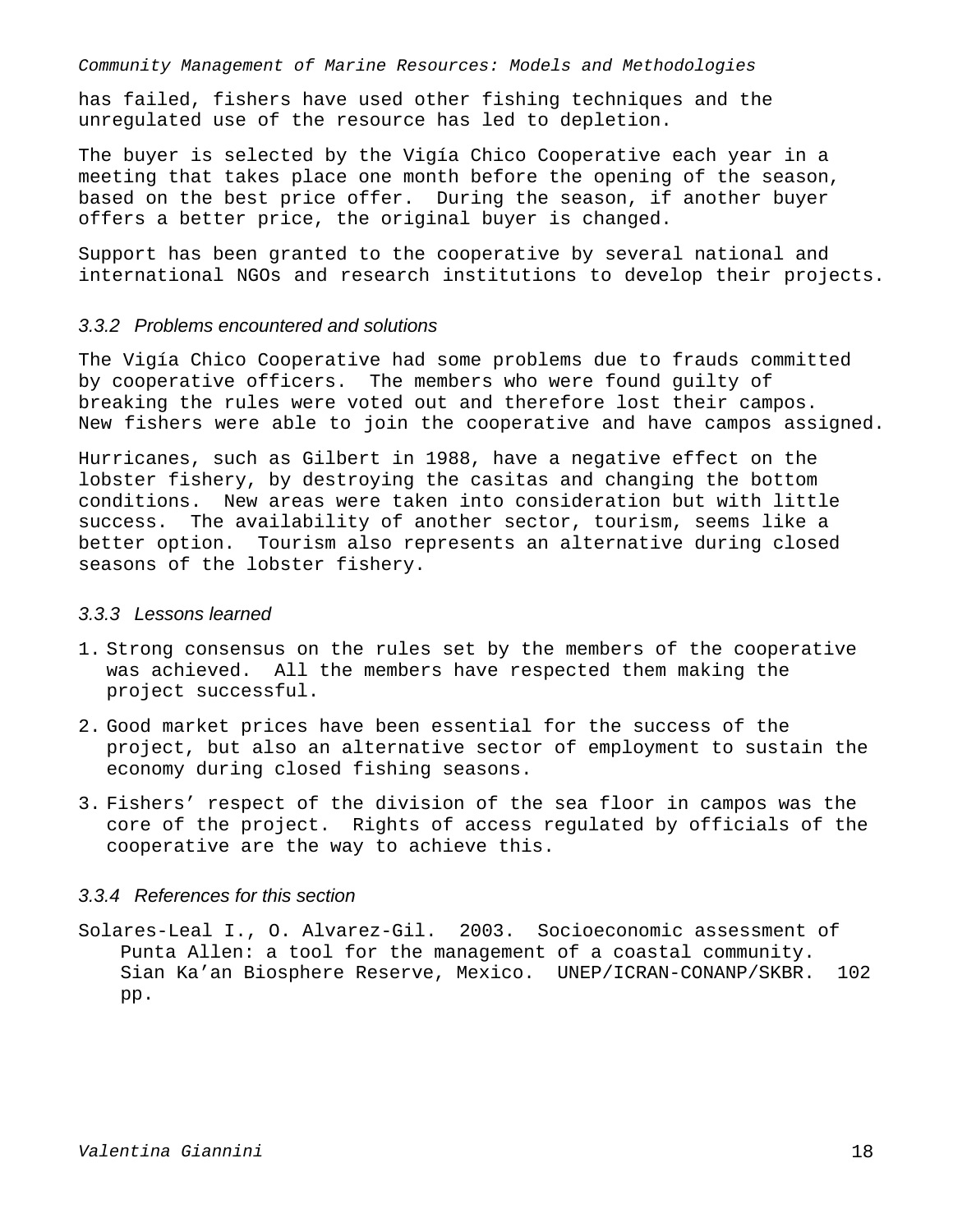has failed, fishers have used other fishing techniques and the unregulated use of the resource has led to depletion.

The buyer is selected by the Vigía Chico Cooperative each year in a meeting that takes place one month before the opening of the season, based on the best price offer. During the season, if another buyer offers a better price, the original buyer is changed.

Support has been granted to the cooperative by several national and international NGOs and research institutions to develop their projects.

### *3.3.2 Problems encountered and solutions*

The Vigía Chico Cooperative had some problems due to frauds committed by cooperative officers. The members who were found guilty of breaking the rules were voted out and therefore lost their campos. New fishers were able to join the cooperative and have campos assigned.

Hurricanes, such as Gilbert in 1988, have a negative effect on the lobster fishery, by destroying the casitas and changing the bottom conditions. New areas were taken into consideration but with little success. The availability of another sector, tourism, seems like a better option. Tourism also represents an alternative during closed seasons of the lobster fishery.

### *3.3.3 Lessons learned*

1. Strong consensus on the rules set by the members of the cooperative was achieved. All the members have respected them making the project successful.
2. Good market prices have been essential for the success of the project, but also an alternative sector of employment to sustain the economy during closed fishing seasons.
3. Fishers' respect of the division of the sea floor in campos was the core of the project. Rights of access regulated by officials of the cooperative are the way to achieve this.

### *3.3.4 References for this section*

Solares-Leal I., O. Alvarez-Gil. 2003. Socioeconomic assessment of Punta Allen: a tool for the management of a coastal community. Sian Ka'an Biosphere Reserve, Mexico. UNEP/ICRAN-CONANP/SKBR. 102 pp.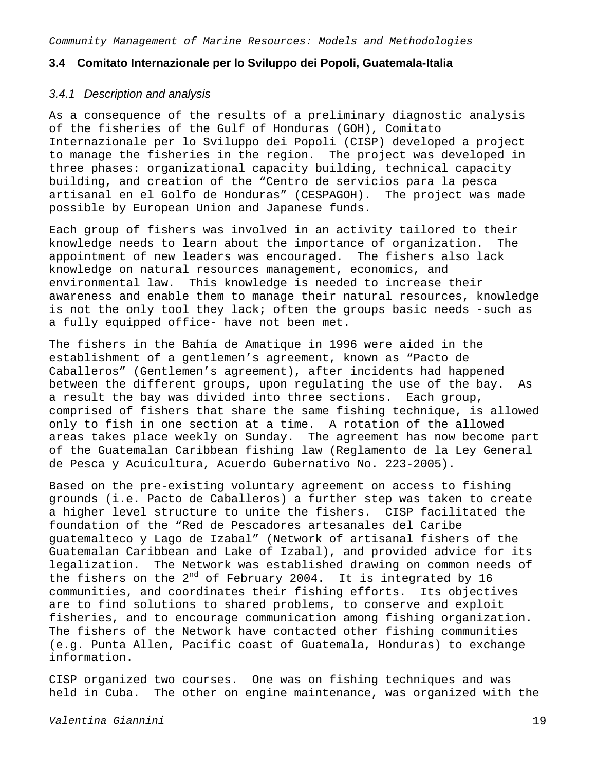## 3.4 Comitato Internazionale per lo Sviluppo dei Popoli, Guatemala-Italia

### *3.4.1 Description and analysis*

As a consequence of the results of a preliminary diagnostic analysis of the fisheries of the Gulf of Honduras (GOH), Comitato Internazionale per lo Sviluppo dei Popoli (CISP) developed a project to manage the fisheries in the region. The project was developed in three phases: organizational capacity building, technical capacity building, and creation of the "Centro de servicios para la pesca artisanal en el Golfo de Honduras" (CESPAGOH). The project was made possible by European Union and Japanese funds.

Each group of fishers was involved in an activity tailored to their knowledge needs to learn about the importance of organization. The appointment of new leaders was encouraged. The fishers also lack knowledge on natural resources management, economics, and environmental law. This knowledge is needed to increase their awareness and enable them to manage their natural resources, knowledge is not the only tool they lack; often the groups basic needs -such as a fully equipped office- have not been met.

The fishers in the Bahía de Amatique in 1996 were aided in the establishment of a gentlemen's agreement, known as "Pacto de Caballeros" (Gentlemen's agreement), after incidents had happened between the different groups, upon regulating the use of the bay. As a result the bay was divided into three sections. Each group, comprised of fishers that share the same fishing technique, is allowed only to fish in one section at a time. A rotation of the allowed areas takes place weekly on Sunday. The agreement has now become part of the Guatemalan Caribbean fishing law (Reglamento de la Ley General de Pesca y Acuicultura, Acuerdo Gubernativo No. 223-2005).

Based on the pre-existing voluntary agreement on access to fishing grounds (i.e. Pacto de Caballeros) a further step was taken to create a higher level structure to unite the fishers. CISP facilitated the foundation of the "Red de Pescadores artesanales del Caribe guatemalteco y Lago de Izabal" (Network of artisanal fishers of the Guatemalan Caribbean and Lake of Izabal), and provided advice for its legalization. The Network was established drawing on common needs of the fishers on the 2nd of February 2004. It is integrated by 16 communities, and coordinates their fishing efforts. Its objectives are to find solutions to shared problems, to conserve and exploit fisheries, and to encourage communication among fishing organization. The fishers of the Network have contacted other fishing communities (e.g. Punta Allen, Pacific coast of Guatemala, Honduras) to exchange information.

CISP organized two courses. One was on fishing techniques and was held in Cuba. The other on engine maintenance, was organized with the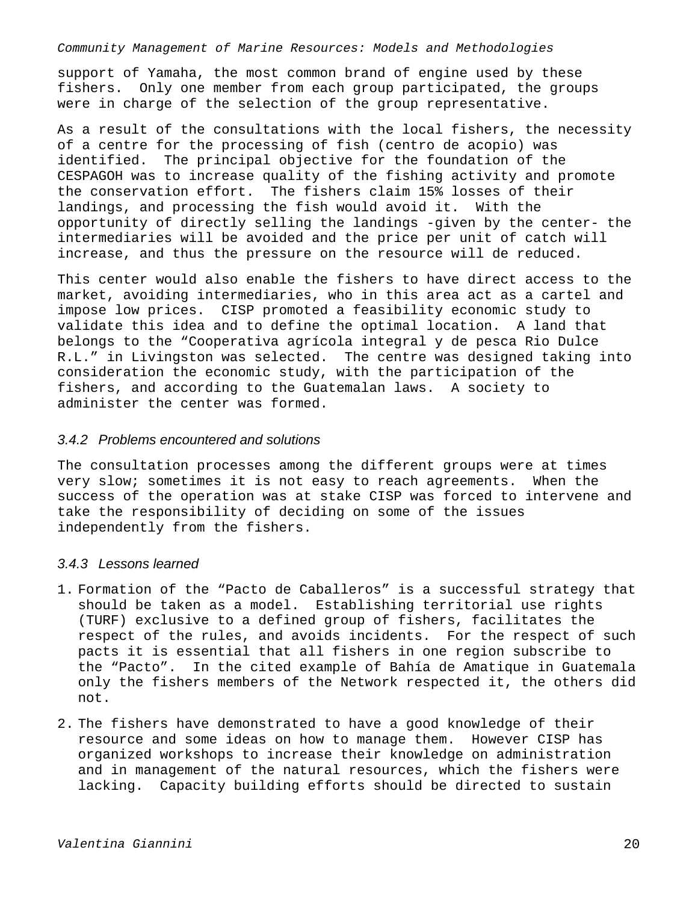support of Yamaha, the most common brand of engine used by these fishers. Only one member from each group participated, the groups were in charge of the selection of the group representative.

As a result of the consultations with the local fishers, the necessity of a centre for the processing of fish (centro de acopio) was identified. The principal objective for the foundation of the CESPAGOH was to increase quality of the fishing activity and promote the conservation effort. The fishers claim 15% losses of their landings, and processing the fish would avoid it. With the opportunity of directly selling the landings -given by the center- the intermediaries will be avoided and the price per unit of catch will increase, and thus the pressure on the resource will de reduced.

This center would also enable the fishers to have direct access to the market, avoiding intermediaries, who in this area act as a cartel and impose low prices. CISP promoted a feasibility economic study to validate this idea and to define the optimal location. A land that belongs to the “Cooperativa agrícola integral y de pesca Rio Dulce R.L.” in Livingston was selected. The centre was designed taking into consideration the economic study, with the participation of the fishers, and according to the Guatemalan laws. A society to administer the center was formed.

### *3.4.2 Problems encountered and solutions*

The consultation processes among the different groups were at times very slow; sometimes it is not easy to reach agreements. When the success of the operation was at stake CISP was forced to intervene and take the responsibility of deciding on some of the issues independently from the fishers.

### *3.4.3 Lessons learned*

1. Formation of the “Pacto de Caballeros” is a successful strategy that should be taken as a model. Establishing territorial use rights (TURF) exclusive to a defined group of fishers, facilitates the respect of the rules, and avoids incidents. For the respect of such pacts it is essential that all fishers in one region subscribe to the “Pacto”. In the cited example of Bahía de Amatique in Guatemala only the fishers members of the Network respected it, the others did not.
2. The fishers have demonstrated to have a good knowledge of their resource and some ideas on how to manage them. However CISP has organized workshops to increase their knowledge on administration and in management of the natural resources, which the fishers were lacking. Capacity building efforts should be directed to sustain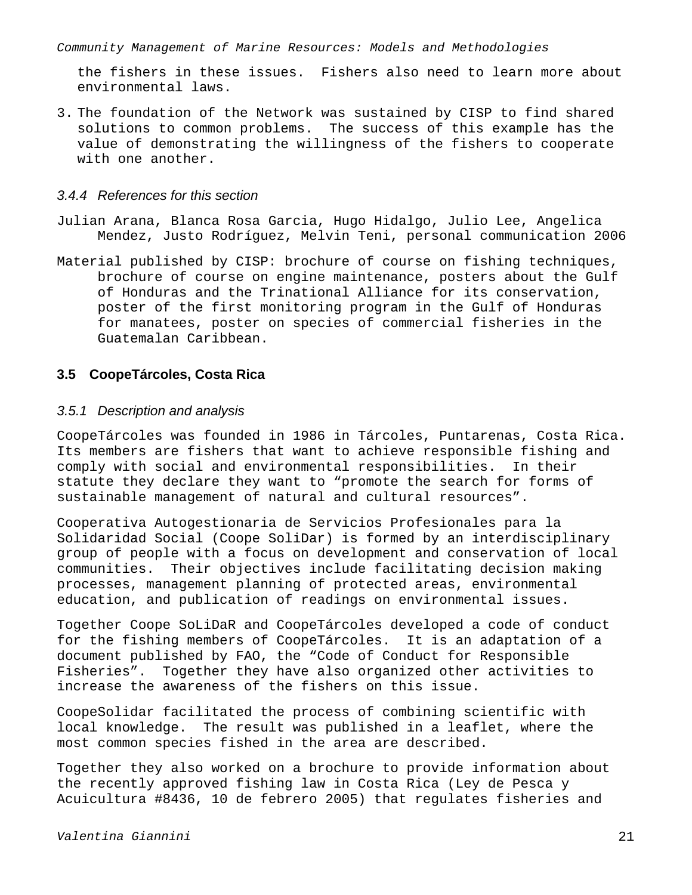the fishers in these issues. Fishers also need to learn more about environmental laws.

3. The foundation of the Network was sustained by CISP to find shared solutions to common problems. The success of this example has the value of demonstrating the willingness of the fishers to cooperate with one another.

#### *3.4.4 References for this section*

Julian Arana, Blanca Rosa Garcia, Hugo Hidalgo, Julio Lee, Angelica Mendez, Justo Rodríguez, Melvin Teni, personal communication 2006

Material published by CISP: brochure of course on fishing techniques, brochure of course on engine maintenance, posters about the Gulf of Honduras and the Trinational Alliance for its conservation, poster of the first monitoring program in the Gulf of Honduras for manatees, poster on species of commercial fisheries in the Guatemalan Caribbean.

## 3.5 CoopeTárcoles, Costa Rica

#### *3.5.1 Description and analysis*

CoopeTárcoles was founded in 1986 in Tárcoles, Puntarenas, Costa Rica. Its members are fishers that want to achieve responsible fishing and comply with social and environmental responsibilities. In their statute they declare they want to “promote the search for forms of sustainable management of natural and cultural resources”.

Cooperativa Autogestionaria de Servicios Profesionales para la Solidaridad Social (Coope SoliDar) is formed by an interdisciplinary group of people with a focus on development and conservation of local communities. Their objectives include facilitating decision making processes, management planning of protected areas, environmental education, and publication of readings on environmental issues.

Together Coope SoLiDaR and CoopeTárcoles developed a code of conduct for the fishing members of CoopeTárcoles. It is an adaptation of a document published by FAO, the “Code of Conduct for Responsible Fisheries”. Together they have also organized other activities to increase the awareness of the fishers on this issue.

CoopeSolidar facilitated the process of combining scientific with local knowledge. The result was published in a leaflet, where the most common species fished in the area are described.

Together they also worked on a brochure to provide information about the recently approved fishing law in Costa Rica (Ley de Pesca y Acuicultura #8436, 10 de febrero 2005) that regulates fisheries and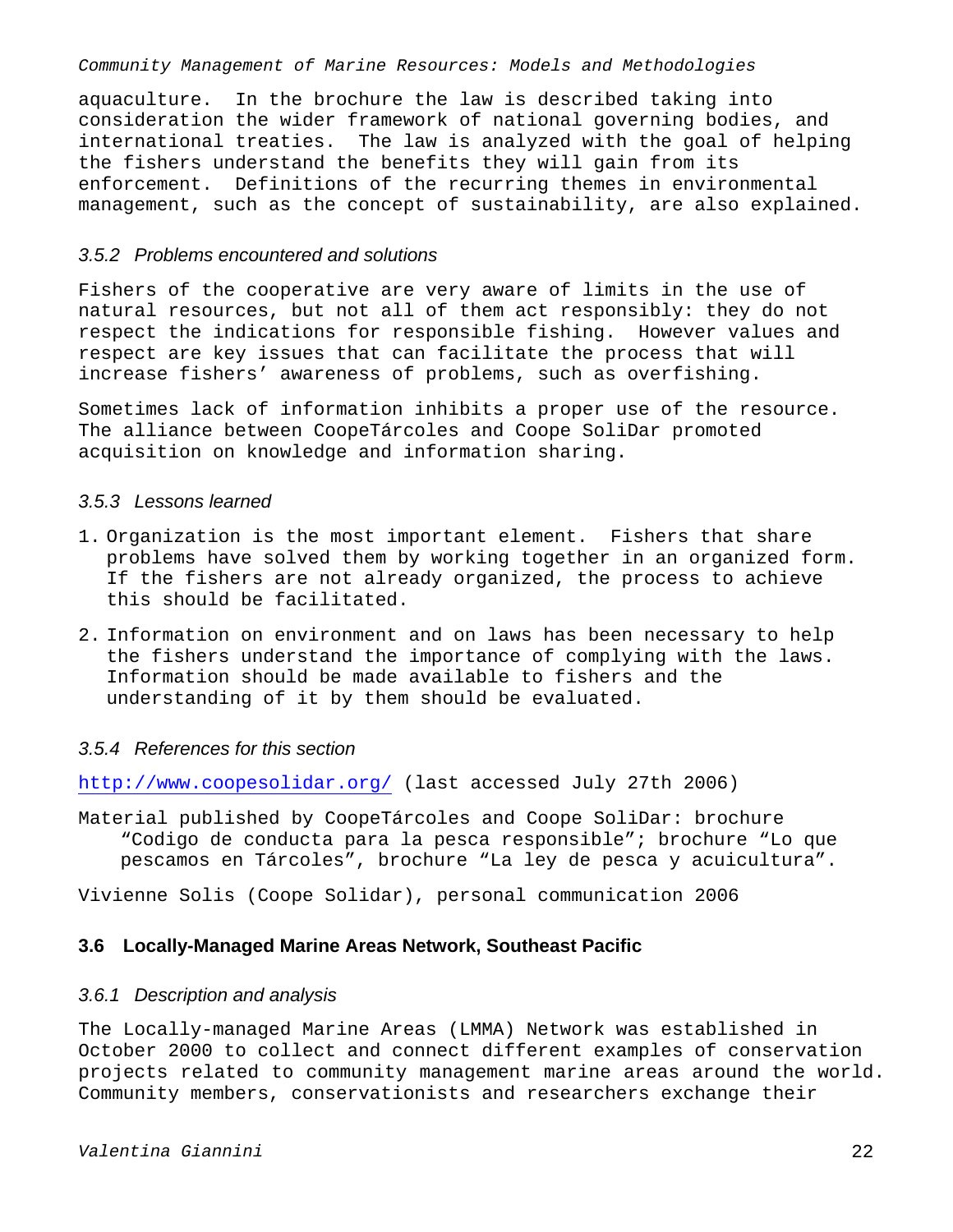aquaculture. In the brochure the law is described taking into consideration the wider framework of national governing bodies, and international treaties. The law is analyzed with the goal of helping the fishers understand the benefits they will gain from its enforcement. Definitions of the recurring themes in environmental management, such as the concept of sustainability, are also explained.

### *3.5.2 Problems encountered and solutions*

Fishers of the cooperative are very aware of limits in the use of natural resources, but not all of them act responsibly: they do not respect the indications for responsible fishing. However values and respect are key issues that can facilitate the process that will increase fishers' awareness of problems, such as overfishing.

Sometimes lack of information inhibits a proper use of the resource. The alliance between CoopeTárcoles and Coope SoliDar promoted acquisition on knowledge and information sharing.

### *3.5.3 Lessons learned*

1. Organization is the most important element. Fishers that share problems have solved them by working together in an organized form. If the fishers are not already organized, the process to achieve this should be facilitated.
2. Information on environment and on laws has been necessary to help the fishers understand the importance of complying with the laws. Information should be made available to fishers and the understanding of it by them should be evaluated.

### *3.5.4 References for this section*

http://www.coopesolidar.org/ (last accessed July 27th 2006)

Material published by CoopeTárcoles and Coope SoliDar: brochure "Codigo de conducta para la pesca responsible"; brochure "Lo que pescamos en Tárcoles", brochure "La ley de pesca y acuicultura".

Vivienne Solis (Coope Solidar), personal communication 2006

## 3.6 Locally-Managed Marine Areas Network, Southeast Pacific

### *3.6.1 Description and analysis*

The Locally-managed Marine Areas (LMMA) Network was established in October 2000 to collect and connect different examples of conservation projects related to community management marine areas around the world. Community members, conservationists and researchers exchange their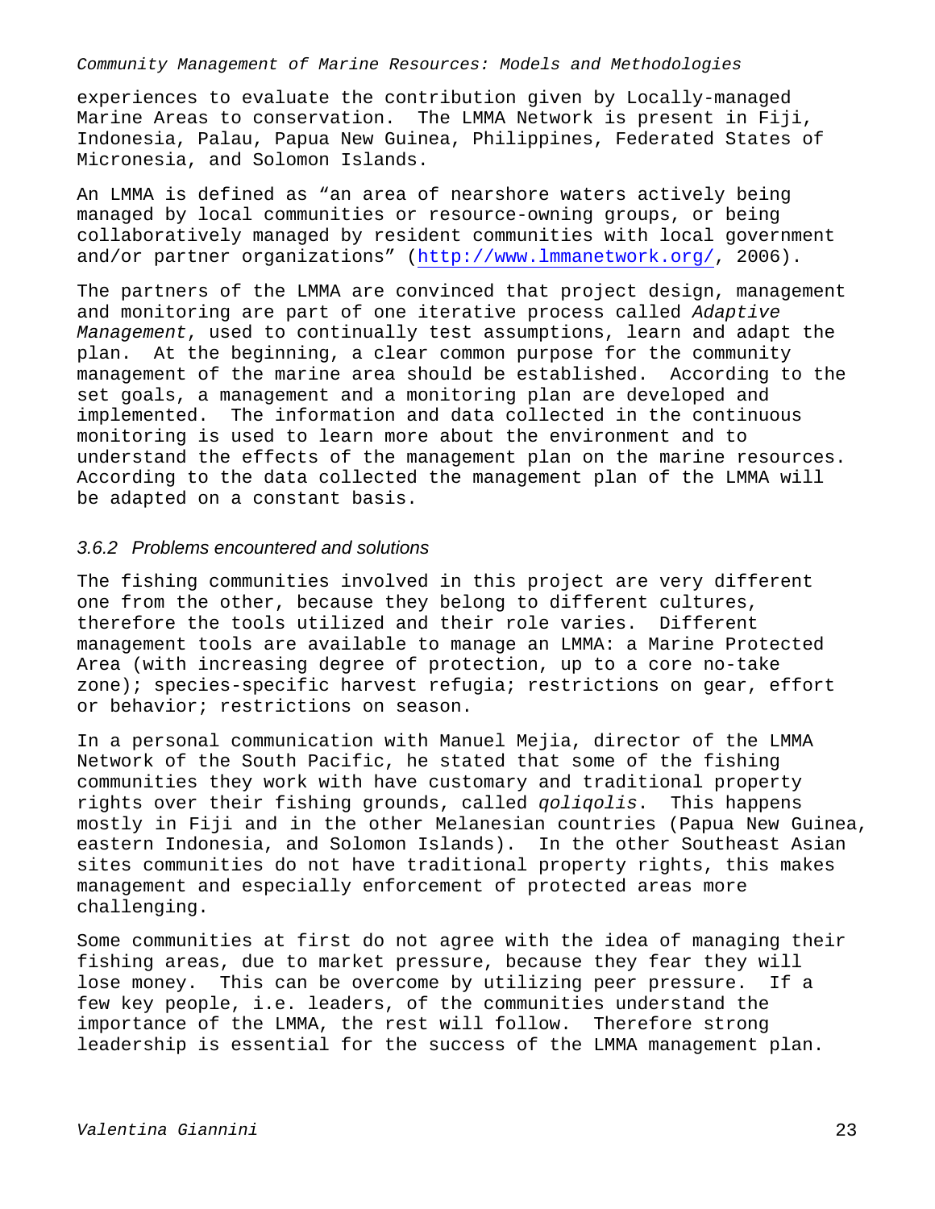experiences to evaluate the contribution given by Locally-managed Marine Areas to conservation. The LMMA Network is present in Fiji, Indonesia, Palau, Papua New Guinea, Philippines, Federated States of Micronesia, and Solomon Islands.

An LMMA is defined as "an area of nearshore waters actively being managed by local communities or resource-owning groups, or being collaboratively managed by resident communities with local government and/or partner organizations" (http://www.lmmanetwork.org/, 2006).

The partners of the LMMA are convinced that project design, management and monitoring are part of one iterative process called *Adaptive Management*, used to continually test assumptions, learn and adapt the plan. At the beginning, a clear common purpose for the community management of the marine area should be established. According to the set goals, a management and a monitoring plan are developed and implemented. The information and data collected in the continuous monitoring is used to learn more about the environment and to understand the effects of the management plan on the marine resources. According to the data collected the management plan of the LMMA will be adapted on a constant basis.

### *3.6.2 Problems encountered and solutions*

The fishing communities involved in this project are very different one from the other, because they belong to different cultures, therefore the tools utilized and their role varies. Different management tools are available to manage an LMMA: a Marine Protected Area (with increasing degree of protection, up to a core no-take zone); species-specific harvest refugia; restrictions on gear, effort or behavior; restrictions on season.

In a personal communication with Manuel Mejia, director of the LMMA Network of the South Pacific, he stated that some of the fishing communities they work with have customary and traditional property rights over their fishing grounds, called *qoliqolis*. This happens mostly in Fiji and in the other Melanesian countries (Papua New Guinea, eastern Indonesia, and Solomon Islands). In the other Southeast Asian sites communities do not have traditional property rights, this makes management and especially enforcement of protected areas more challenging.

Some communities at first do not agree with the idea of managing their fishing areas, due to market pressure, because they fear they will lose money. This can be overcome by utilizing peer pressure. If a few key people, i.e. leaders, of the communities understand the importance of the LMMA, the rest will follow. Therefore strong leadership is essential for the success of the LMMA management plan.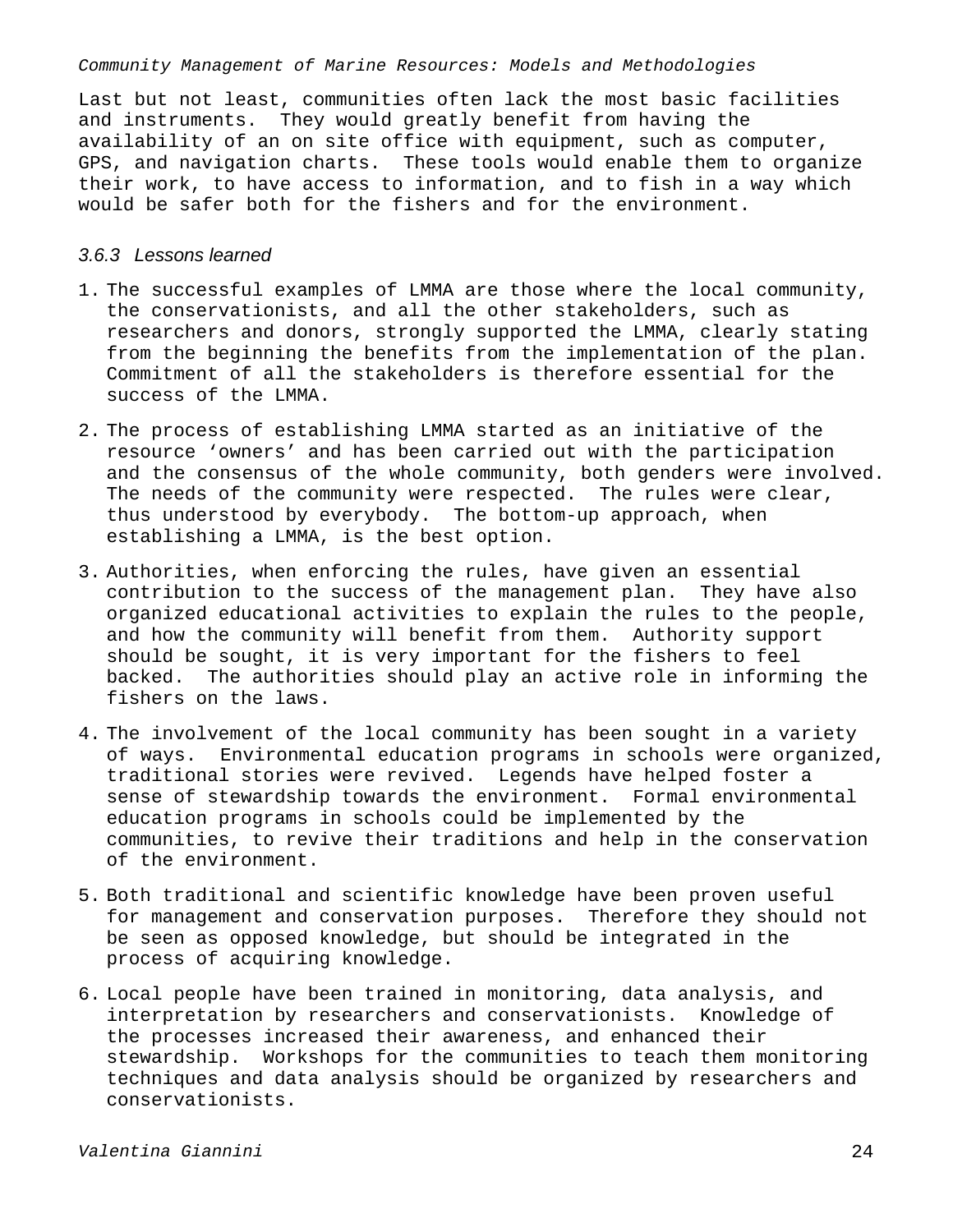Last but not least, communities often lack the most basic facilities and instruments. They would greatly benefit from having the availability of an on site office with equipment, such as computer, GPS, and navigation charts. These tools would enable them to organize their work, to have access to information, and to fish in a way which would be safer both for the fishers and for the environment.

### *3.6.3 Lessons learned*

1. The successful examples of LMMA are those where the local community, the conservationists, and all the other stakeholders, such as researchers and donors, strongly supported the LMMA, clearly stating from the beginning the benefits from the implementation of the plan. Commitment of all the stakeholders is therefore essential for the success of the LMMA.

2. The process of establishing LMMA started as an initiative of the resource 'owners' and has been carried out with the participation and the consensus of the whole community, both genders were involved. The needs of the community were respected. The rules were clear, thus understood by everybody. The bottom-up approach, when establishing a LMMA, is the best option.

3. Authorities, when enforcing the rules, have given an essential contribution to the success of the management plan. They have also organized educational activities to explain the rules to the people, and how the community will benefit from them. Authority support should be sought, it is very important for the fishers to feel backed. The authorities should play an active role in informing the fishers on the laws.

4. The involvement of the local community has been sought in a variety of ways. Environmental education programs in schools were organized, traditional stories were revived. Legends have helped foster a sense of stewardship towards the environment. Formal environmental education programs in schools could be implemented by the communities, to revive their traditions and help in the conservation of the environment.

5. Both traditional and scientific knowledge have been proven useful for management and conservation purposes. Therefore they should not be seen as opposed knowledge, but should be integrated in the process of acquiring knowledge.

6. Local people have been trained in monitoring, data analysis, and interpretation by researchers and conservationists. Knowledge of the processes increased their awareness, and enhanced their stewardship. Workshops for the communities to teach them monitoring techniques and data analysis should be organized by researchers and conservationists.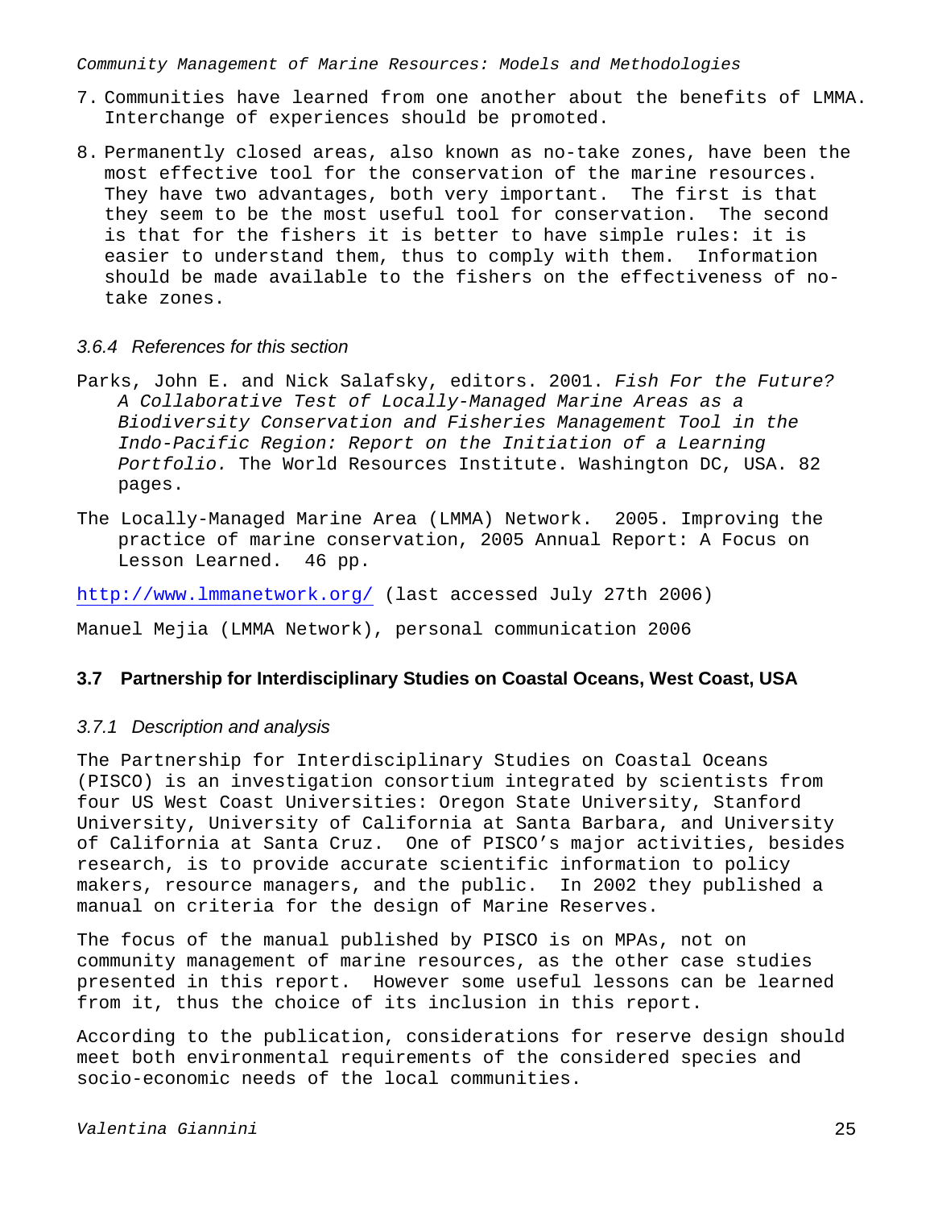7. Communities have learned from one another about the benefits of LMMA. Interchange of experiences should be promoted.

8. Permanently closed areas, also known as no-take zones, have been the most effective tool for the conservation of the marine resources. They have two advantages, both very important. The first is that they seem to be the most useful tool for conservation. The second is that for the fishers it is better to have simple rules: it is easier to understand them, thus to comply with them. Information should be made available to the fishers on the effectiveness of no-take zones.

#### *3.6.4 References for this section*

Parks, John E. and Nick Salafsky, editors. 2001. *Fish For the Future? A Collaborative Test of Locally-Managed Marine Areas as a Biodiversity Conservation and Fisheries Management Tool in the Indo-Pacific Region: Report on the Initiation of a Learning Portfolio.* The World Resources Institute. Washington DC, USA. 82 pages.

The Locally-Managed Marine Area (LMMA) Network. 2005. Improving the practice of marine conservation, 2005 Annual Report: A Focus on Lesson Learned. 46 pp.

http://www.lmmanetwork.org/ (last accessed July 27th 2006)

Manuel Mejia (LMMA Network), personal communication 2006

### 3.7 Partnership for Interdisciplinary Studies on Coastal Oceans, West Coast, USA

#### *3.7.1 Description and analysis*

The Partnership for Interdisciplinary Studies on Coastal Oceans (PISCO) is an investigation consortium integrated by scientists from four US West Coast Universities: Oregon State University, Stanford University, University of California at Santa Barbara, and University of California at Santa Cruz. One of PISCO's major activities, besides research, is to provide accurate scientific information to policy makers, resource managers, and the public. In 2002 they published a manual on criteria for the design of Marine Reserves.

The focus of the manual published by PISCO is on MPAs, not on community management of marine resources, as the other case studies presented in this report. However some useful lessons can be learned from it, thus the choice of its inclusion in this report.

According to the publication, considerations for reserve design should meet both environmental requirements of the considered species and socio-economic needs of the local communities.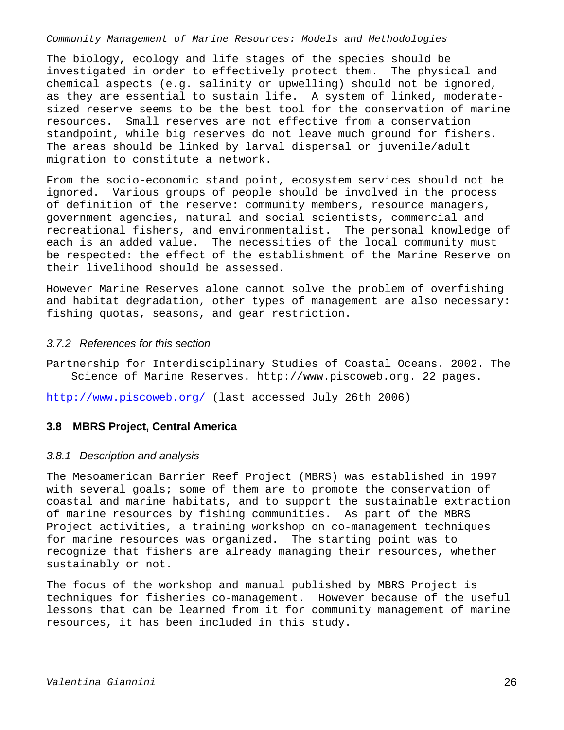The biology, ecology and life stages of the species should be investigated in order to effectively protect them. The physical and chemical aspects (e.g. salinity or upwelling) should not be ignored, as they are essential to sustain life. A system of linked, moderate-sized reserve seems to be the best tool for the conservation of marine resources. Small reserves are not effective from a conservation standpoint, while big reserves do not leave much ground for fishers. The areas should be linked by larval dispersal or juvenile/adult migration to constitute a network.

From the socio-economic stand point, ecosystem services should not be ignored. Various groups of people should be involved in the process of definition of the reserve: community members, resource managers, government agencies, natural and social scientists, commercial and recreational fishers, and environmentalist. The personal knowledge of each is an added value. The necessities of the local community must be respected: the effect of the establishment of the Marine Reserve on their livelihood should be assessed.

However Marine Reserves alone cannot solve the problem of overfishing and habitat degradation, other types of management are also necessary: fishing quotas, seasons, and gear restriction.

### *3.7.2 References for this section*

Partnership for Interdisciplinary Studies of Coastal Oceans. 2002. The Science of Marine Reserves. http://www.piscoweb.org. 22 pages.

http://www.piscoweb.org/ (last accessed July 26th 2006)

## 3.8 MBRS Project, Central America

### *3.8.1 Description and analysis*

The Mesoamerican Barrier Reef Project (MBRS) was established in 1997 with several goals; some of them are to promote the conservation of coastal and marine habitats, and to support the sustainable extraction of marine resources by fishing communities. As part of the MBRS Project activities, a training workshop on co-management techniques for marine resources was organized. The starting point was to recognize that fishers are already managing their resources, whether sustainably or not.

The focus of the workshop and manual published by MBRS Project is techniques for fisheries co-management. However because of the useful lessons that can be learned from it for community management of marine resources, it has been included in this study.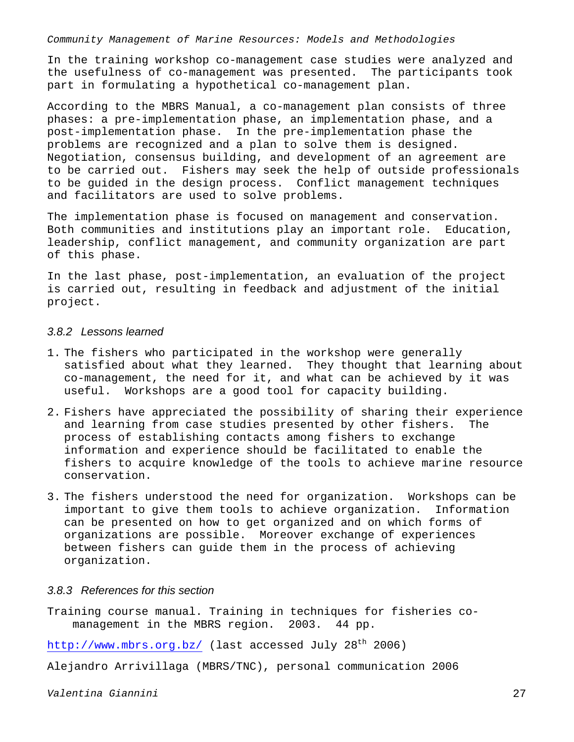In the training workshop co-management case studies were analyzed and the usefulness of co-management was presented. The participants took part in formulating a hypothetical co-management plan.

According to the MBRS Manual, a co-management plan consists of three phases: a pre-implementation phase, an implementation phase, and a post-implementation phase. In the pre-implementation phase the problems are recognized and a plan to solve them is designed. Negotiation, consensus building, and development of an agreement are to be carried out. Fishers may seek the help of outside professionals to be guided in the design process. Conflict management techniques and facilitators are used to solve problems.

The implementation phase is focused on management and conservation. Both communities and institutions play an important role. Education, leadership, conflict management, and community organization are part of this phase.

In the last phase, post-implementation, an evaluation of the project is carried out, resulting in feedback and adjustment of the initial project.

### *3.8.2 Lessons learned*

1. The fishers who participated in the workshop were generally satisfied about what they learned. They thought that learning about co-management, the need for it, and what can be achieved by it was useful. Workshops are a good tool for capacity building.

2. Fishers have appreciated the possibility of sharing their experience and learning from case studies presented by other fishers. The process of establishing contacts among fishers to exchange information and experience should be facilitated to enable the fishers to acquire knowledge of the tools to achieve marine resource conservation.

3. The fishers understood the need for organization. Workshops can be important to give them tools to achieve organization. Information can be presented on how to get organized and on which forms of organizations are possible. Moreover exchange of experiences between fishers can guide them in the process of achieving organization.

### *3.8.3 References for this section*

Training course manual. Training in techniques for fisheries co-management in the MBRS region. 2003. 44 pp.

http://www.mbrs.org.bz/ (last accessed July 28th 2006)

Alejandro Arrivillaga (MBRS/TNC), personal communication 2006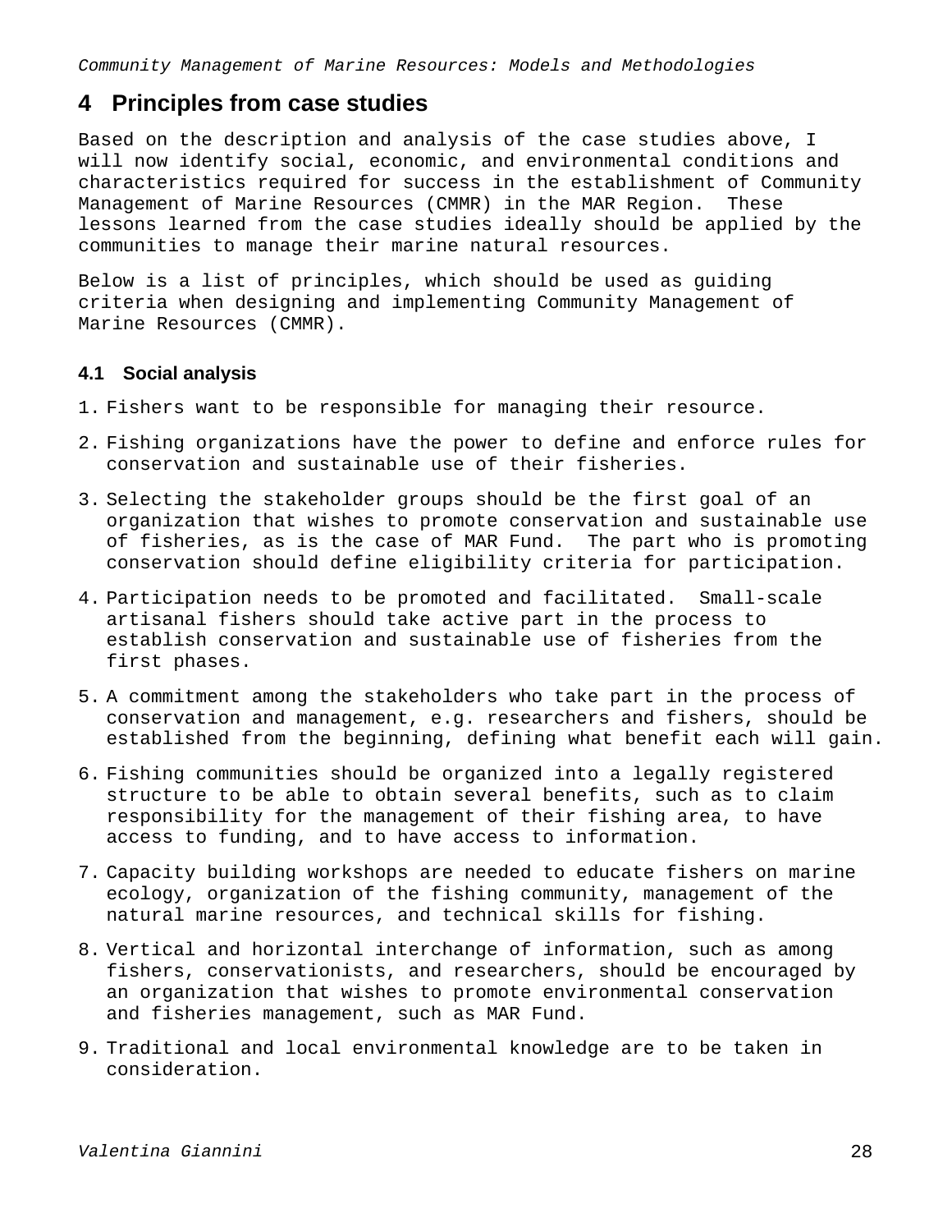# 4 Principles from case studies

Based on the description and analysis of the case studies above, I will now identify social, economic, and environmental conditions and characteristics required for success in the establishment of Community Management of Marine Resources (CMMR) in the MAR Region. These lessons learned from the case studies ideally should be applied by the communities to manage their marine natural resources.

Below is a list of principles, which should be used as guiding criteria when designing and implementing Community Management of Marine Resources (CMMR).

## 4.1 Social analysis

1. Fishers want to be responsible for managing their resource.
2. Fishing organizations have the power to define and enforce rules for conservation and sustainable use of their fisheries.
3. Selecting the stakeholder groups should be the first goal of an organization that wishes to promote conservation and sustainable use of fisheries, as is the case of MAR Fund. The part who is promoting conservation should define eligibility criteria for participation.
4. Participation needs to be promoted and facilitated. Small-scale artisanal fishers should take active part in the process to establish conservation and sustainable use of fisheries from the first phases.
5. A commitment among the stakeholders who take part in the process of conservation and management, e.g. researchers and fishers, should be established from the beginning, defining what benefit each will gain.
6. Fishing communities should be organized into a legally registered structure to be able to obtain several benefits, such as to claim responsibility for the management of their fishing area, to have access to funding, and to have access to information.
7. Capacity building workshops are needed to educate fishers on marine ecology, organization of the fishing community, management of the natural marine resources, and technical skills for fishing.
8. Vertical and horizontal interchange of information, such as among fishers, conservationists, and researchers, should be encouraged by an organization that wishes to promote environmental conservation and fisheries management, such as MAR Fund.
9. Traditional and local environmental knowledge are to be taken in consideration.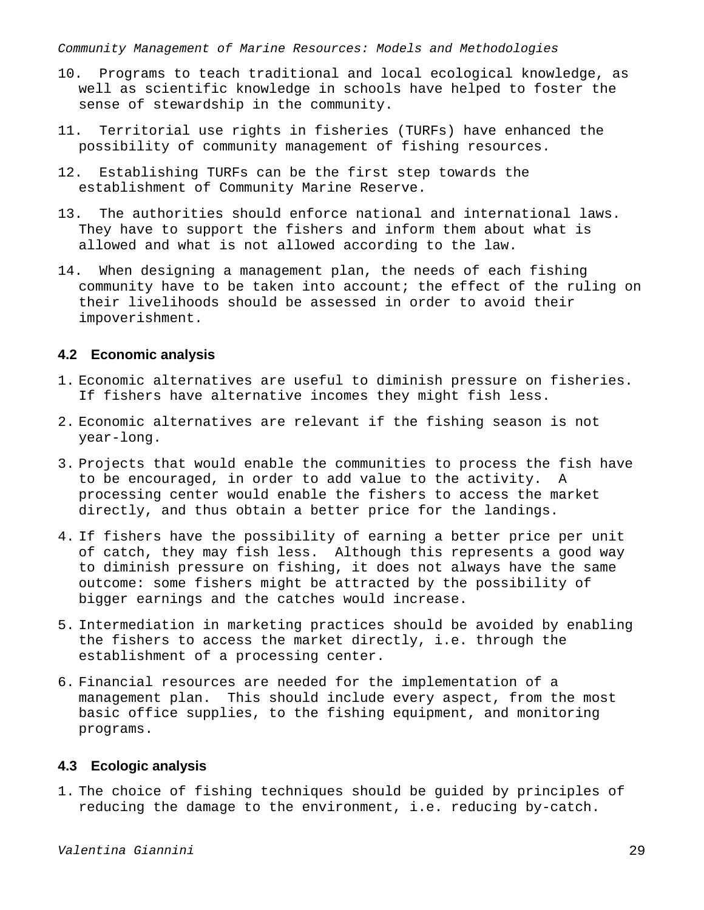10. Programs to teach traditional and local ecological knowledge, as well as scientific knowledge in schools have helped to foster the sense of stewardship in the community.
11. Territorial use rights in fisheries (TURFs) have enhanced the possibility of community management of fishing resources.
12. Establishing TURFs can be the first step towards the establishment of Community Marine Reserve.
13. The authorities should enforce national and international laws. They have to support the fishers and inform them about what is allowed and what is not allowed according to the law.
14. When designing a management plan, the needs of each fishing community have to be taken into account; the effect of the ruling on their livelihoods should be assessed in order to avoid their impoverishment.

### 4.2 Economic analysis

1. Economic alternatives are useful to diminish pressure on fisheries. If fishers have alternative incomes they might fish less.
2. Economic alternatives are relevant if the fishing season is not year-long.
3. Projects that would enable the communities to process the fish have to be encouraged, in order to add value to the activity. A processing center would enable the fishers to access the market directly, and thus obtain a better price for the landings.
4. If fishers have the possibility of earning a better price per unit of catch, they may fish less. Although this represents a good way to diminish pressure on fishing, it does not always have the same outcome: some fishers might be attracted by the possibility of bigger earnings and the catches would increase.
5. Intermediation in marketing practices should be avoided by enabling the fishers to access the market directly, i.e. through the establishment of a processing center.
6. Financial resources are needed for the implementation of a management plan. This should include every aspect, from the most basic office supplies, to the fishing equipment, and monitoring programs.

### 4.3 Ecologic analysis

1. The choice of fishing techniques should be guided by principles of reducing the damage to the environment, i.e. reducing by-catch.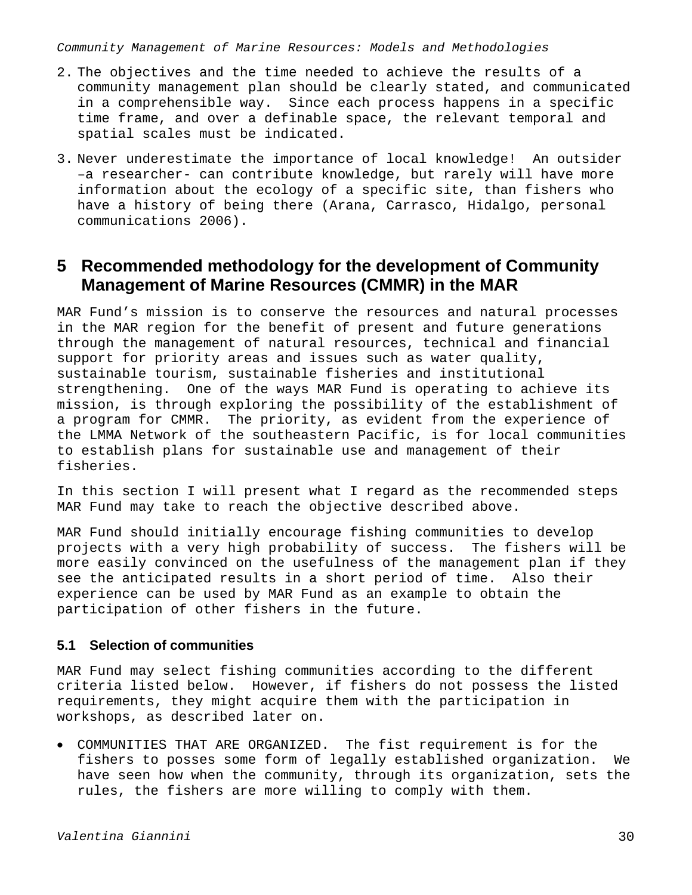2. The objectives and the time needed to achieve the results of a community management plan should be clearly stated, and communicated in a comprehensible way. Since each process happens in a specific time frame, and over a definable space, the relevant temporal and spatial scales must be indicated.

3. Never underestimate the importance of local knowledge! An outsider –a researcher- can contribute knowledge, but rarely will have more information about the ecology of a specific site, than fishers who have a history of being there (Arana, Carrasco, Hidalgo, personal communications 2006).

# 5 Recommended methodology for the development of Community Management of Marine Resources (CMMR) in the MAR

MAR Fund's mission is to conserve the resources and natural processes in the MAR region for the benefit of present and future generations through the management of natural resources, technical and financial support for priority areas and issues such as water quality, sustainable tourism, sustainable fisheries and institutional strengthening. One of the ways MAR Fund is operating to achieve its mission, is through exploring the possibility of the establishment of a program for CMMR. The priority, as evident from the experience of the LMMA Network of the southeastern Pacific, is for local communities to establish plans for sustainable use and management of their fisheries.

In this section I will present what I regard as the recommended steps MAR Fund may take to reach the objective described above.

MAR Fund should initially encourage fishing communities to develop projects with a very high probability of success. The fishers will be more easily convinced on the usefulness of the management plan if they see the anticipated results in a short period of time. Also their experience can be used by MAR Fund as an example to obtain the participation of other fishers in the future.

## 5.1 Selection of communities

MAR Fund may select fishing communities according to the different criteria listed below. However, if fishers do not possess the listed requirements, they might acquire them with the participation in workshops, as described later on.

- COMMUNITIES THAT ARE ORGANIZED. The fist requirement is for the fishers to posses some form of legally established organization. We have seen how when the community, through its organization, sets the rules, the fishers are more willing to comply with them.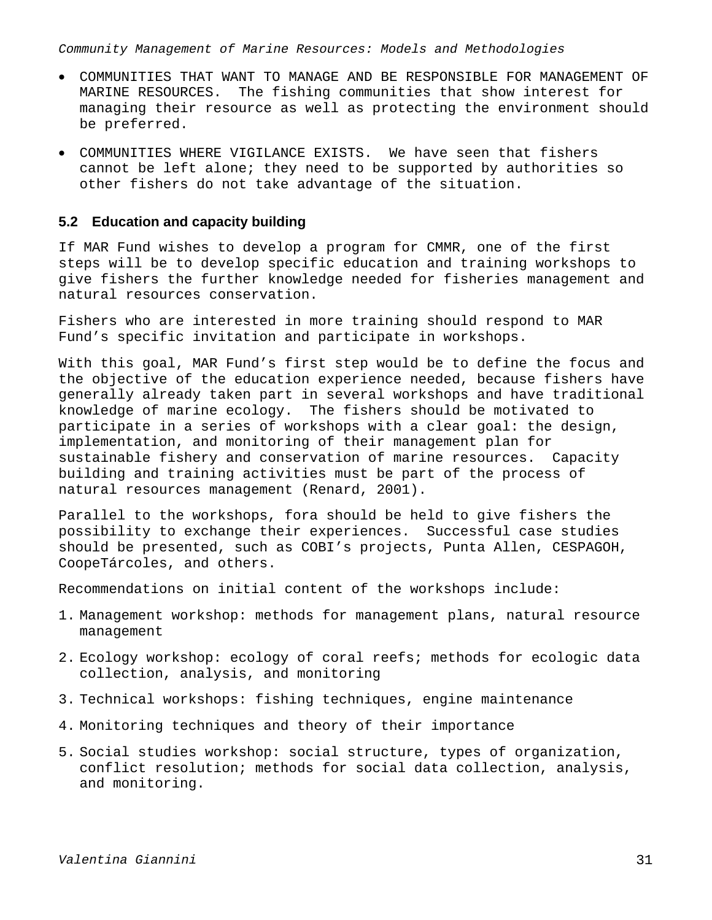- COMMUNITIES THAT WANT TO MANAGE AND BE RESPONSIBLE FOR MANAGEMENT OF MARINE RESOURCES. The fishing communities that show interest for managing their resource as well as protecting the environment should be preferred.
- COMMUNITIES WHERE VIGILANCE EXISTS. We have seen that fishers cannot be left alone; they need to be supported by authorities so other fishers do not take advantage of the situation.

### 5.2 Education and capacity building

If MAR Fund wishes to develop a program for CMMR, one of the first steps will be to develop specific education and training workshops to give fishers the further knowledge needed for fisheries management and natural resources conservation.

Fishers who are interested in more training should respond to MAR Fund's specific invitation and participate in workshops.

With this goal, MAR Fund's first step would be to define the focus and the objective of the education experience needed, because fishers have generally already taken part in several workshops and have traditional knowledge of marine ecology. The fishers should be motivated to participate in a series of workshops with a clear goal: the design, implementation, and monitoring of their management plan for sustainable fishery and conservation of marine resources. Capacity building and training activities must be part of the process of natural resources management (Renard, 2001).

Parallel to the workshops, fora should be held to give fishers the possibility to exchange their experiences. Successful case studies should be presented, such as COBI's projects, Punta Allen, CESPAGOH, CoopeTárcoles, and others.

Recommendations on initial content of the workshops include:

1. Management workshop: methods for management plans, natural resource management
2. Ecology workshop: ecology of coral reefs; methods for ecologic data collection, analysis, and monitoring
3. Technical workshops: fishing techniques, engine maintenance
4. Monitoring techniques and theory of their importance
5. Social studies workshop: social structure, types of organization, conflict resolution; methods for social data collection, analysis, and monitoring.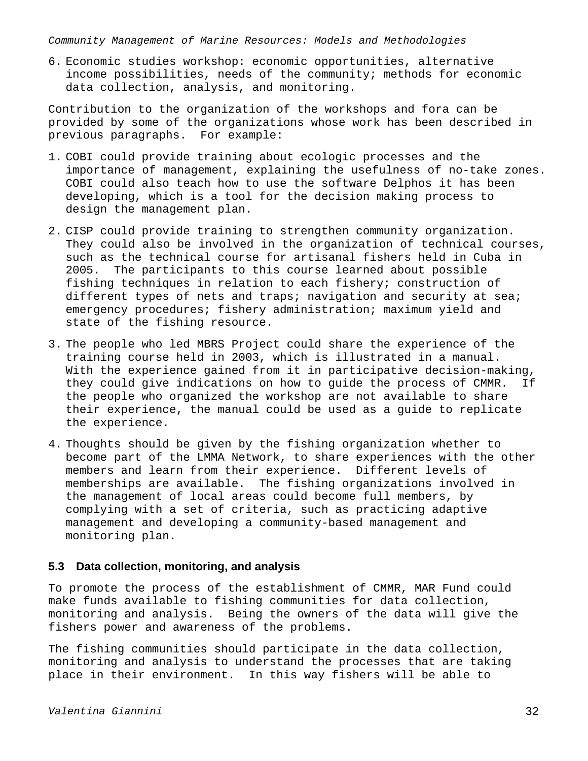6. Economic studies workshop: economic opportunities, alternative income possibilities, needs of the community; methods for economic data collection, analysis, and monitoring.

Contribution to the organization of the workshops and fora can be provided by some of the organizations whose work has been described in previous paragraphs. For example:

1. COBI could provide training about ecologic processes and the importance of management, explaining the usefulness of no-take zones. COBI could also teach how to use the software Delphos it has been developing, which is a tool for the decision making process to design the management plan.
2. CISP could provide training to strengthen community organization. They could also be involved in the organization of technical courses, such as the technical course for artisanal fishers held in Cuba in 2005. The participants to this course learned about possible fishing techniques in relation to each fishery; construction of different types of nets and traps; navigation and security at sea; emergency procedures; fishery administration; maximum yield and state of the fishing resource.
3. The people who led MBRS Project could share the experience of the training course held in 2003, which is illustrated in a manual. With the experience gained from it in participative decision-making, they could give indications on how to guide the process of CMMR. If the people who organized the workshop are not available to share their experience, the manual could be used as a guide to replicate the experience.
4. Thoughts should be given by the fishing organization whether to become part of the LMMA Network, to share experiences with the other members and learn from their experience. Different levels of memberships are available. The fishing organizations involved in the management of local areas could become full members, by complying with a set of criteria, such as practicing adaptive management and developing a community-based management and monitoring plan.

### 5.3 Data collection, monitoring, and analysis

To promote the process of the establishment of CMMR, MAR Fund could make funds available to fishing communities for data collection, monitoring and analysis. Being the owners of the data will give the fishers power and awareness of the problems.

The fishing communities should participate in the data collection, monitoring and analysis to understand the processes that are taking place in their environment. In this way fishers will be able to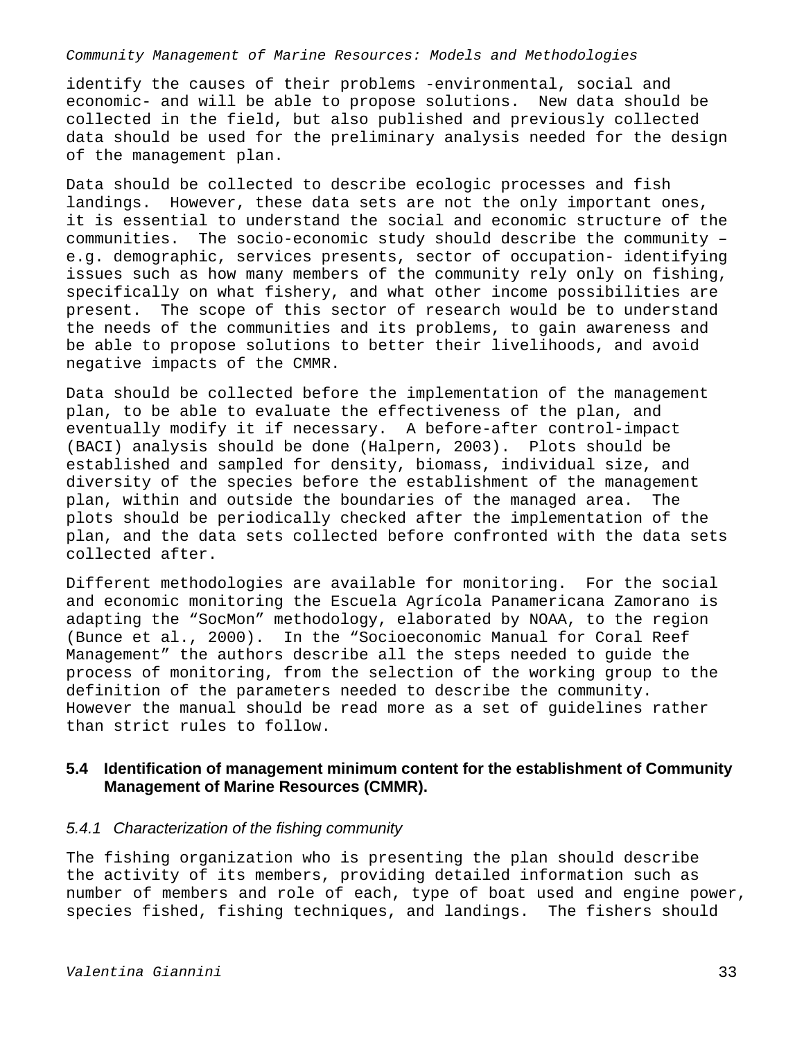identify the causes of their problems -environmental, social and economic- and will be able to propose solutions. New data should be collected in the field, but also published and previously collected data should be used for the preliminary analysis needed for the design of the management plan.

Data should be collected to describe ecologic processes and fish landings. However, these data sets are not the only important ones, it is essential to understand the social and economic structure of the communities. The socio-economic study should describe the community – e.g. demographic, services presents, sector of occupation- identifying issues such as how many members of the community rely only on fishing, specifically on what fishery, and what other income possibilities are present. The scope of this sector of research would be to understand the needs of the communities and its problems, to gain awareness and be able to propose solutions to better their livelihoods, and avoid negative impacts of the CMMR.

Data should be collected before the implementation of the management plan, to be able to evaluate the effectiveness of the plan, and eventually modify it if necessary. A before-after control-impact (BACI) analysis should be done (Halpern, 2003). Plots should be established and sampled for density, biomass, individual size, and diversity of the species before the establishment of the management plan, within and outside the boundaries of the managed area. The plots should be periodically checked after the implementation of the plan, and the data sets collected before confronted with the data sets collected after.

Different methodologies are available for monitoring. For the social and economic monitoring the Escuela Agrícola Panamericana Zamorano is adapting the "SocMon" methodology, elaborated by NOAA, to the region (Bunce et al., 2000). In the "Socioeconomic Manual for Coral Reef Management" the authors describe all the steps needed to guide the process of monitoring, from the selection of the working group to the definition of the parameters needed to describe the community. However the manual should be read more as a set of guidelines rather than strict rules to follow.

## 5.4 Identification of management minimum content for the establishment of Community Management of Marine Resources (CMMR).

### *5.4.1 Characterization of the fishing community*

The fishing organization who is presenting the plan should describe the activity of its members, providing detailed information such as number of members and role of each, type of boat used and engine power, species fished, fishing techniques, and landings. The fishers should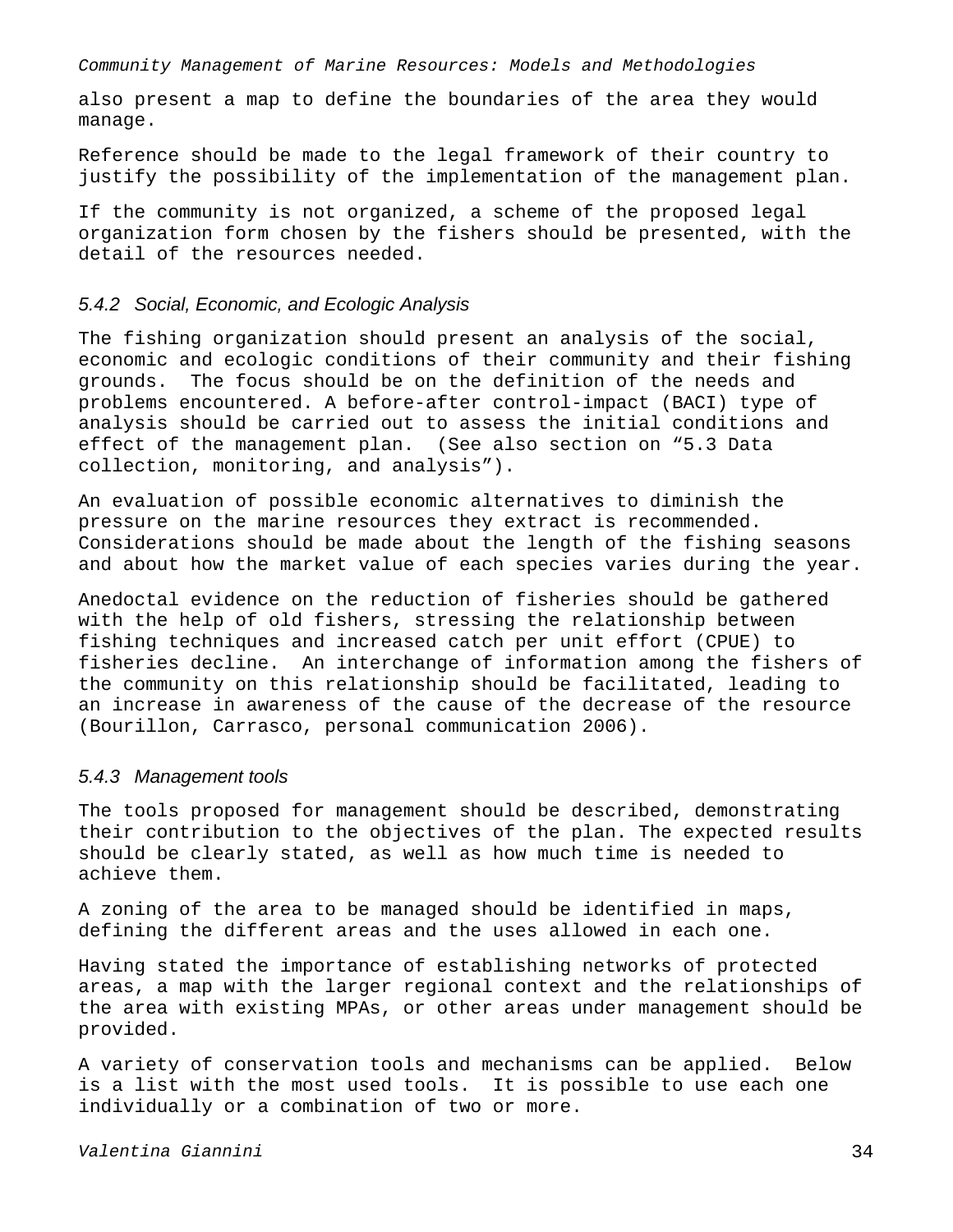also present a map to define the boundaries of the area they would manage.

Reference should be made to the legal framework of their country to justify the possibility of the implementation of the management plan.

If the community is not organized, a scheme of the proposed legal organization form chosen by the fishers should be presented, with the detail of the resources needed.

### *5.4.2 Social, Economic, and Ecologic Analysis*

The fishing organization should present an analysis of the social, economic and ecologic conditions of their community and their fishing grounds. The focus should be on the definition of the needs and problems encountered. A before-after control-impact (BACI) type of analysis should be carried out to assess the initial conditions and effect of the management plan. (See also section on "5.3 Data collection, monitoring, and analysis").

An evaluation of possible economic alternatives to diminish the pressure on the marine resources they extract is recommended. Considerations should be made about the length of the fishing seasons and about how the market value of each species varies during the year.

Anedoctal evidence on the reduction of fisheries should be gathered with the help of old fishers, stressing the relationship between fishing techniques and increased catch per unit effort (CPUE) to fisheries decline. An interchange of information among the fishers of the community on this relationship should be facilitated, leading to an increase in awareness of the cause of the decrease of the resource (Bourillon, Carrasco, personal communication 2006).

### *5.4.3 Management tools*

The tools proposed for management should be described, demonstrating their contribution to the objectives of the plan. The expected results should be clearly stated, as well as how much time is needed to achieve them.

A zoning of the area to be managed should be identified in maps, defining the different areas and the uses allowed in each one.

Having stated the importance of establishing networks of protected areas, a map with the larger regional context and the relationships of the area with existing MPAs, or other areas under management should be provided.

A variety of conservation tools and mechanisms can be applied. Below is a list with the most used tools. It is possible to use each one individually or a combination of two or more.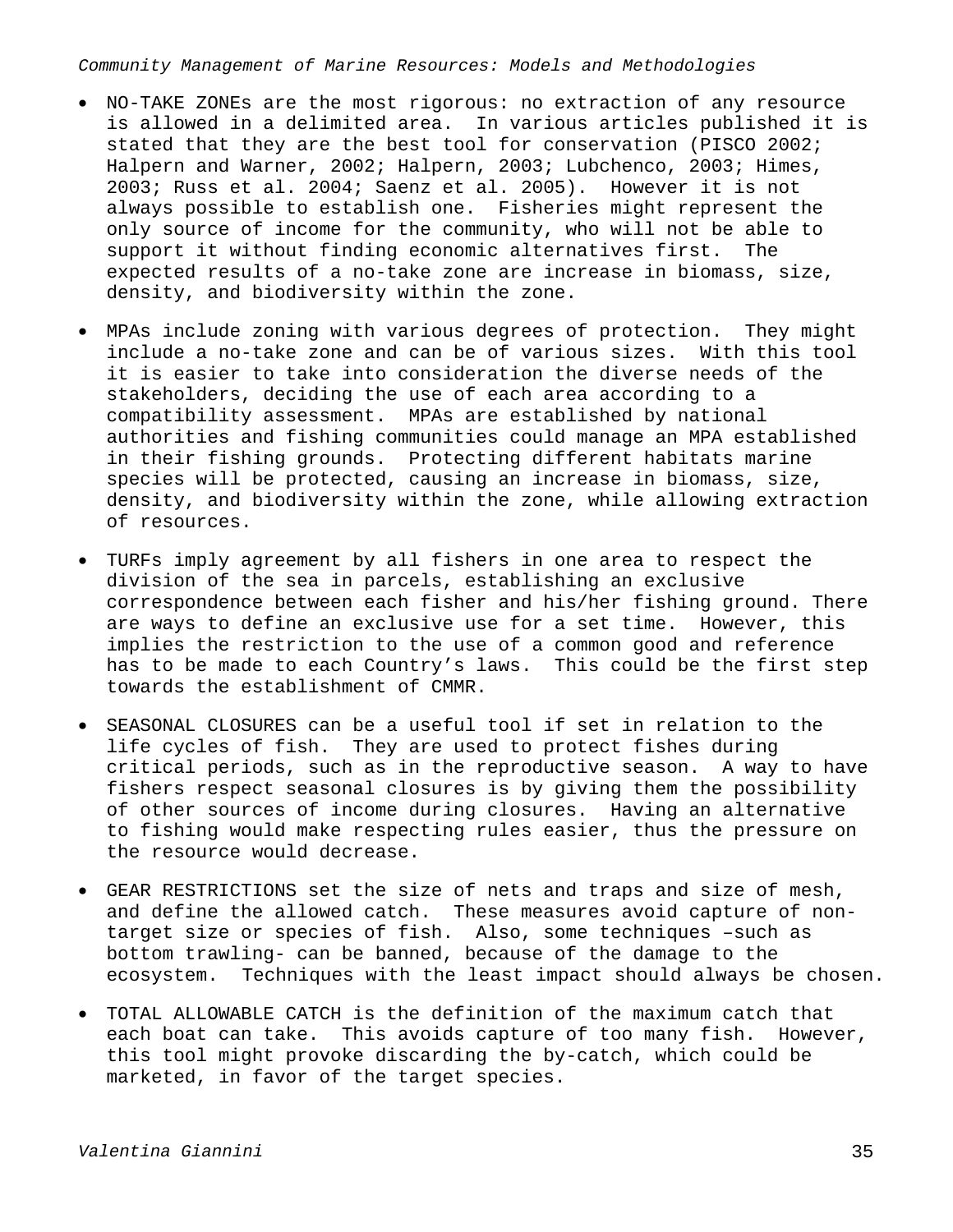- NO-TAKE ZONEs are the most rigorous: no extraction of any resource is allowed in a delimited area. In various articles published it is stated that they are the best tool for conservation (PISCO 2002; Halpern and Warner, 2002; Halpern, 2003; Lubchenco, 2003; Himes, 2003; Russ et al. 2004; Saenz et al. 2005). However it is not always possible to establish one. Fisheries might represent the only source of income for the community, who will not be able to support it without finding economic alternatives first. The expected results of a no-take zone are increase in biomass, size, density, and biodiversity within the zone.

- MPAs include zoning with various degrees of protection. They might include a no-take zone and can be of various sizes. With this tool it is easier to take into consideration the diverse needs of the stakeholders, deciding the use of each area according to a compatibility assessment. MPAs are established by national authorities and fishing communities could manage an MPA established in their fishing grounds. Protecting different habitats marine species will be protected, causing an increase in biomass, size, density, and biodiversity within the zone, while allowing extraction of resources.

- TURFs imply agreement by all fishers in one area to respect the division of the sea in parcels, establishing an exclusive correspondence between each fisher and his/her fishing ground. There are ways to define an exclusive use for a set time. However, this implies the restriction to the use of a common good and reference has to be made to each Country's laws. This could be the first step towards the establishment of CMMR.

- SEASONAL CLOSURES can be a useful tool if set in relation to the life cycles of fish. They are used to protect fishes during critical periods, such as in the reproductive season. A way to have fishers respect seasonal closures is by giving them the possibility of other sources of income during closures. Having an alternative to fishing would make respecting rules easier, thus the pressure on the resource would decrease.

- GEAR RESTRICTIONS set the size of nets and traps and size of mesh, and define the allowed catch. These measures avoid capture of non-target size or species of fish. Also, some techniques –such as bottom trawling- can be banned, because of the damage to the ecosystem. Techniques with the least impact should always be chosen.

- TOTAL ALLOWABLE CATCH is the definition of the maximum catch that each boat can take. This avoids capture of too many fish. However, this tool might provoke discarding the by-catch, which could be marketed, in favor of the target species.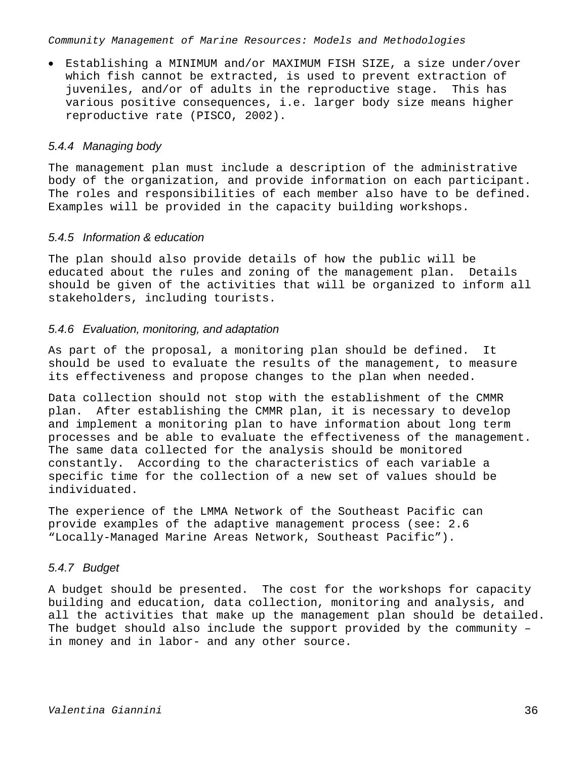- Establishing a MINIMUM and/or MAXIMUM FISH SIZE, a size under/over which fish cannot be extracted, is used to prevent extraction of juveniles, and/or of adults in the reproductive stage. This has various positive consequences, i.e. larger body size means higher reproductive rate (PISCO, 2002).

### *5.4.4 Managing body*

The management plan must include a description of the administrative body of the organization, and provide information on each participant. The roles and responsibilities of each member also have to be defined. Examples will be provided in the capacity building workshops.

### *5.4.5 Information & education*

The plan should also provide details of how the public will be educated about the rules and zoning of the management plan. Details should be given of the activities that will be organized to inform all stakeholders, including tourists.

### *5.4.6 Evaluation, monitoring, and adaptation*

As part of the proposal, a monitoring plan should be defined. It should be used to evaluate the results of the management, to measure its effectiveness and propose changes to the plan when needed.

Data collection should not stop with the establishment of the CMMR plan. After establishing the CMMR plan, it is necessary to develop and implement a monitoring plan to have information about long term processes and be able to evaluate the effectiveness of the management. The same data collected for the analysis should be monitored constantly. According to the characteristics of each variable a specific time for the collection of a new set of values should be individuated.

The experience of the LMMA Network of the Southeast Pacific can provide examples of the adaptive management process (see: 2.6 “Locally-Managed Marine Areas Network, Southeast Pacific”).

### *5.4.7 Budget*

A budget should be presented. The cost for the workshops for capacity building and education, data collection, monitoring and analysis, and all the activities that make up the management plan should be detailed. The budget should also include the support provided by the community – in money and in labor- and any other source.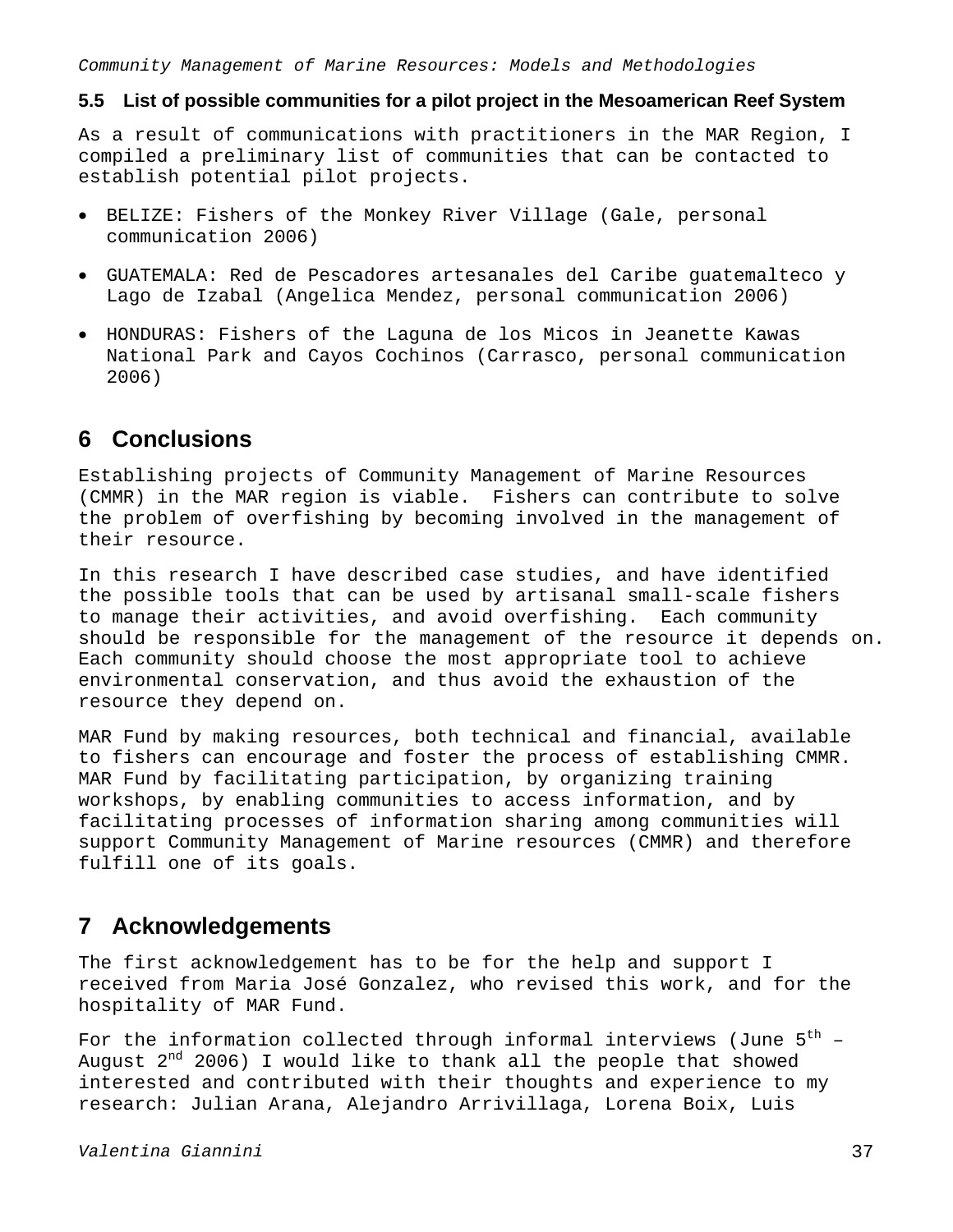### 5.5 List of possible communities for a pilot project in the Mesoamerican Reef System

As a result of communications with practitioners in the MAR Region, I compiled a preliminary list of communities that can be contacted to establish potential pilot projects.

- BELIZE: Fishers of the Monkey River Village (Gale, personal communication 2006)
- GUATEMALA: Red de Pescadores artesanales del Caribe guatemalteco y Lago de Izabal (Angelica Mendez, personal communication 2006)
- HONDURAS: Fishers of the Laguna de los Micos in Jeanette Kawas National Park and Cayos Cochinos (Carrasco, personal communication 2006)

# 6 Conclusions

Establishing projects of Community Management of Marine Resources (CMMR) in the MAR region is viable. Fishers can contribute to solve the problem of overfishing by becoming involved in the management of their resource.

In this research I have described case studies, and have identified the possible tools that can be used by artisanal small-scale fishers to manage their activities, and avoid overfishing. Each community should be responsible for the management of the resource it depends on. Each community should choose the most appropriate tool to achieve environmental conservation, and thus avoid the exhaustion of the resource they depend on.

MAR Fund by making resources, both technical and financial, available to fishers can encourage and foster the process of establishing CMMR. MAR Fund by facilitating participation, by organizing training workshops, by enabling communities to access information, and by facilitating processes of information sharing among communities will support Community Management of Marine resources (CMMR) and therefore fulfill one of its goals.

# 7 Acknowledgements

The first acknowledgement has to be for the help and support I received from Maria José Gonzalez, who revised this work, and for the hospitality of MAR Fund.

For the information collected through informal interviews (June 5th – August 2nd 2006) I would like to thank all the people that showed interested and contributed with their thoughts and experience to my research: Julian Arana, Alejandro Arrivillaga, Lorena Boix, Luis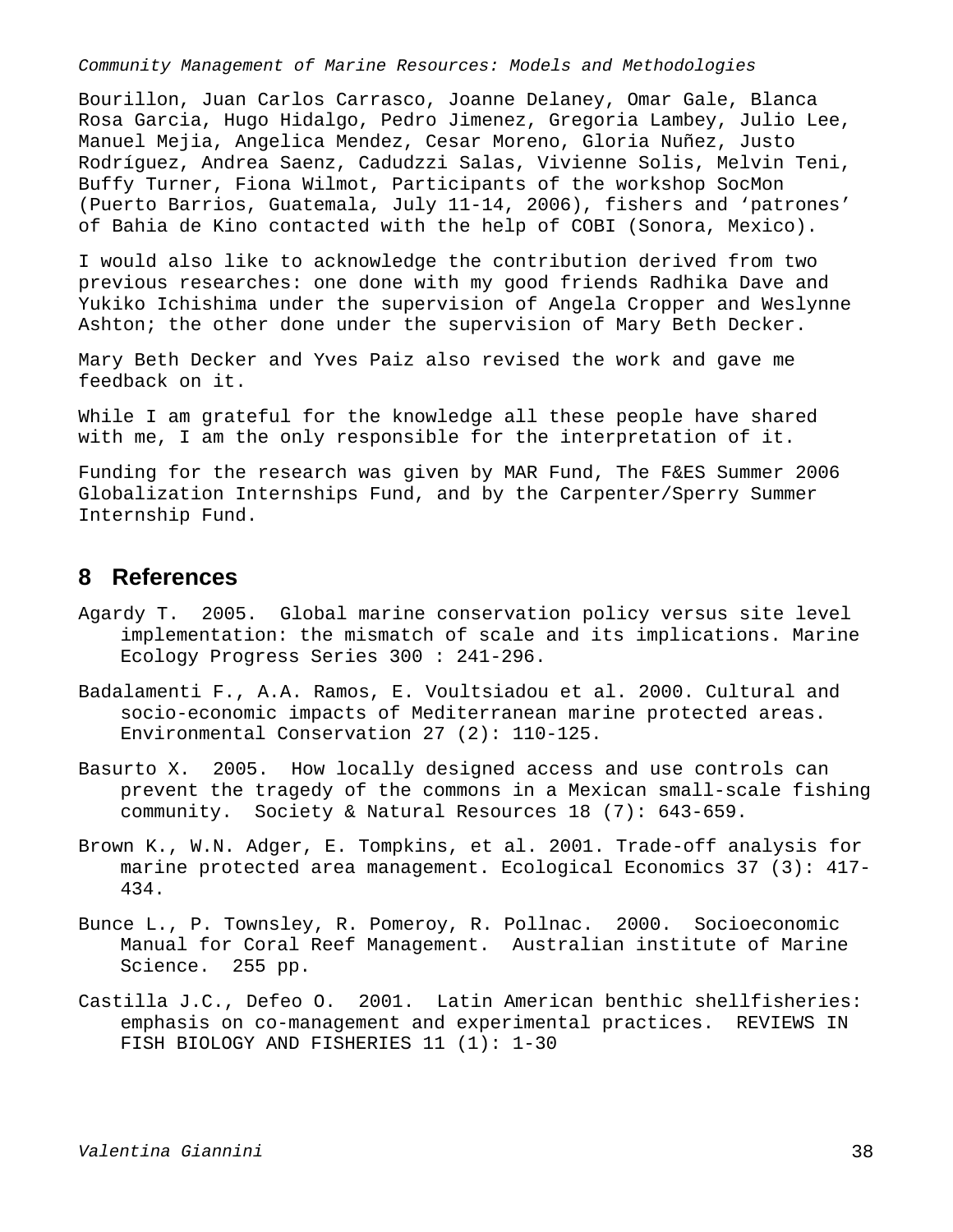Bourillon, Juan Carlos Carrasco, Joanne Delaney, Omar Gale, Blanca Rosa Garcia, Hugo Hidalgo, Pedro Jimenez, Gregoria Lambey, Julio Lee, Manuel Mejia, Angelica Mendez, Cesar Moreno, Gloria Nuñez, Justo Rodríguez, Andrea Saenz, Cadudzzi Salas, Vivienne Solis, Melvin Teni, Buffy Turner, Fiona Wilmot, Participants of the workshop SocMon (Puerto Barrios, Guatemala, July 11-14, 2006), fishers and 'patrones' of Bahia de Kino contacted with the help of COBI (Sonora, Mexico).

I would also like to acknowledge the contribution derived from two previous researches: one done with my good friends Radhika Dave and Yukiko Ichishima under the supervision of Angela Cropper and Weslynne Ashton; the other done under the supervision of Mary Beth Decker.

Mary Beth Decker and Yves Paiz also revised the work and gave me feedback on it.

While I am grateful for the knowledge all these people have shared with me, I am the only responsible for the interpretation of it.

Funding for the research was given by MAR Fund, The F&ES Summer 2006 Globalization Internships Fund, and by the Carpenter/Sperry Summer Internship Fund.

## 8 References

Agardy T. 2005. Global marine conservation policy versus site level implementation: the mismatch of scale and its implications. Marine Ecology Progress Series 300 : 241-296.

Badalamenti F., A.A. Ramos, E. Voultsiadou et al. 2000. Cultural and socio-economic impacts of Mediterranean marine protected areas. Environmental Conservation 27 (2): 110-125.

Basurto X. 2005. How locally designed access and use controls can prevent the tragedy of the commons in a Mexican small-scale fishing community. Society & Natural Resources 18 (7): 643-659.

Brown K., W.N. Adger, E. Tompkins, et al. 2001. Trade-off analysis for marine protected area management. Ecological Economics 37 (3): 417-434.

Bunce L., P. Townsley, R. Pomeroy, R. Pollnac. 2000. Socioeconomic Manual for Coral Reef Management. Australian institute of Marine Science. 255 pp.

Castilla J.C., Defeo O. 2001. Latin American benthic shellfisheries: emphasis on co-management and experimental practices. REVIEWS IN FISH BIOLOGY AND FISHERIES 11 (1): 1-30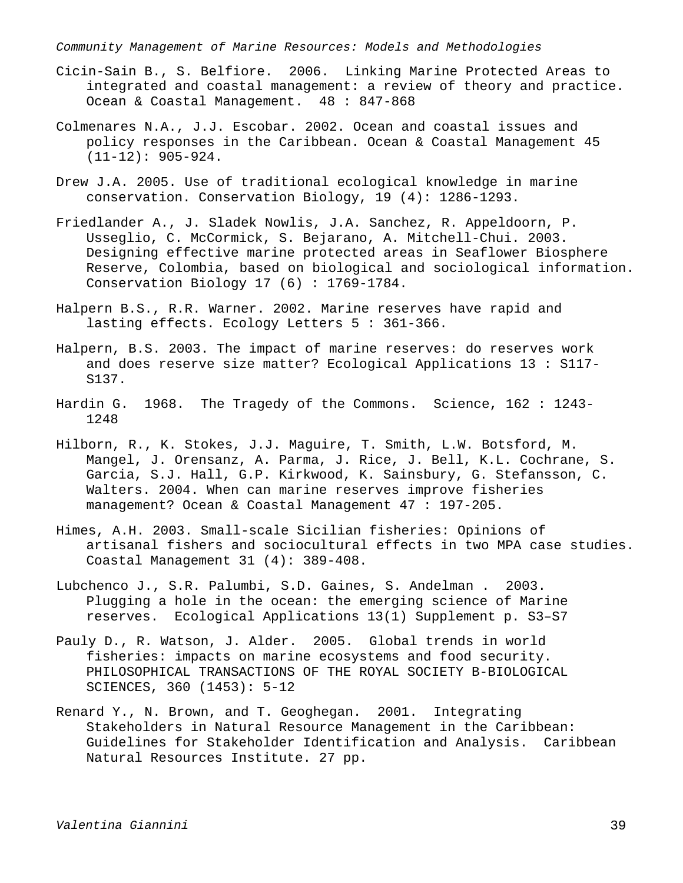Cicin-Sain B., S. Belfiore. 2006. Linking Marine Protected Areas to integrated and coastal management: a review of theory and practice. Ocean & Coastal Management. 48 : 847-868

Colmenares N.A., J.J. Escobar. 2002. Ocean and coastal issues and policy responses in the Caribbean. Ocean & Coastal Management 45 (11-12): 905-924.

Drew J.A. 2005. Use of traditional ecological knowledge in marine conservation. Conservation Biology, 19 (4): 1286-1293.

Friedlander A., J. Sladek Nowlis, J.A. Sanchez, R. Appeldoorn, P. Usseglio, C. McCormick, S. Bejarano, A. Mitchell-Chui. 2003. Designing effective marine protected areas in Seaflower Biosphere Reserve, Colombia, based on biological and sociological information. Conservation Biology 17 (6) : 1769-1784.

Halpern B.S., R.R. Warner. 2002. Marine reserves have rapid and lasting effects. Ecology Letters 5 : 361-366.

Halpern, B.S. 2003. The impact of marine reserves: do reserves work and does reserve size matter? Ecological Applications 13 : S117-S137.

Hardin G. 1968. The Tragedy of the Commons. Science, 162 : 1243-1248

Hilborn, R., K. Stokes, J.J. Maguire, T. Smith, L.W. Botsford, M. Mangel, J. Orensanz, A. Parma, J. Rice, J. Bell, K.L. Cochrane, S. Garcia, S.J. Hall, G.P. Kirkwood, K. Sainsbury, G. Stefansson, C. Walters. 2004. When can marine reserves improve fisheries management? Ocean & Coastal Management 47 : 197-205.

Himes, A.H. 2003. Small-scale Sicilian fisheries: Opinions of artisanal fishers and sociocultural effects in two MPA case studies. Coastal Management 31 (4): 389-408.

Lubchenco J., S.R. Palumbi, S.D. Gaines, S. Andelman . 2003. Plugging a hole in the ocean: the emerging science of Marine reserves. Ecological Applications 13(1) Supplement p. S3–S7

Pauly D., R. Watson, J. Alder. 2005. Global trends in world fisheries: impacts on marine ecosystems and food security. PHILOSOPHICAL TRANSACTIONS OF THE ROYAL SOCIETY B-BIOLOGICAL SCIENCES, 360 (1453): 5-12

Renard Y., N. Brown, and T. Geoghegan. 2001. Integrating Stakeholders in Natural Resource Management in the Caribbean: Guidelines for Stakeholder Identification and Analysis. Caribbean Natural Resources Institute. 27 pp.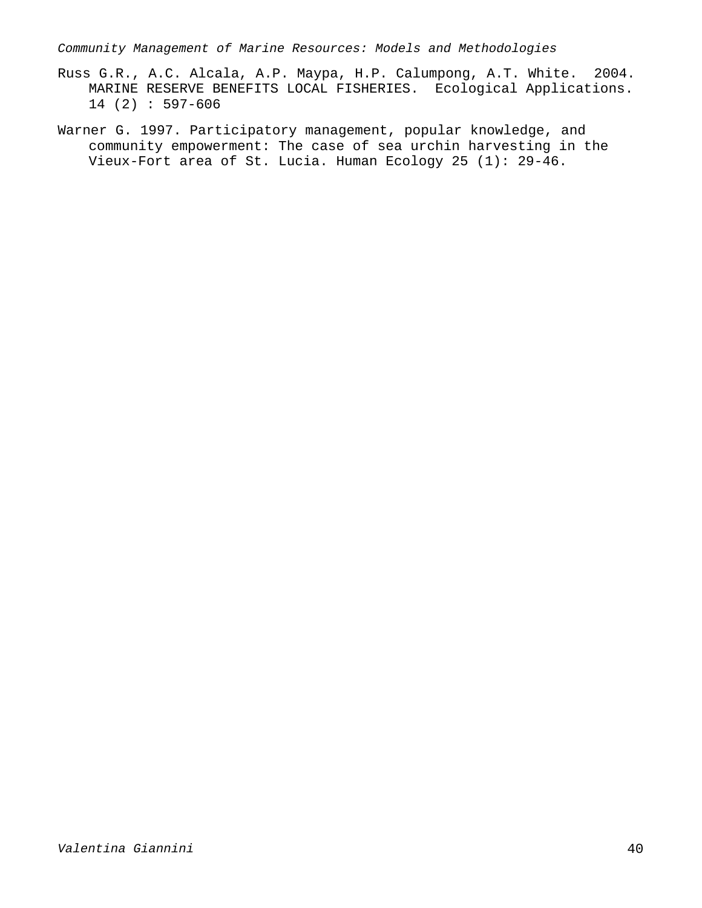Russ G.R., A.C. Alcala, A.P. Maypa, H.P. Calumpong, A.T. White. 2004. MARINE RESERVE BENEFITS LOCAL FISHERIES. Ecological Applications. 14 (2) : 597-606

Warner G. 1997. Participatory management, popular knowledge, and community empowerment: The case of sea urchin harvesting in the Vieux-Fort area of St. Lucia. Human Ecology 25 (1): 29-46.